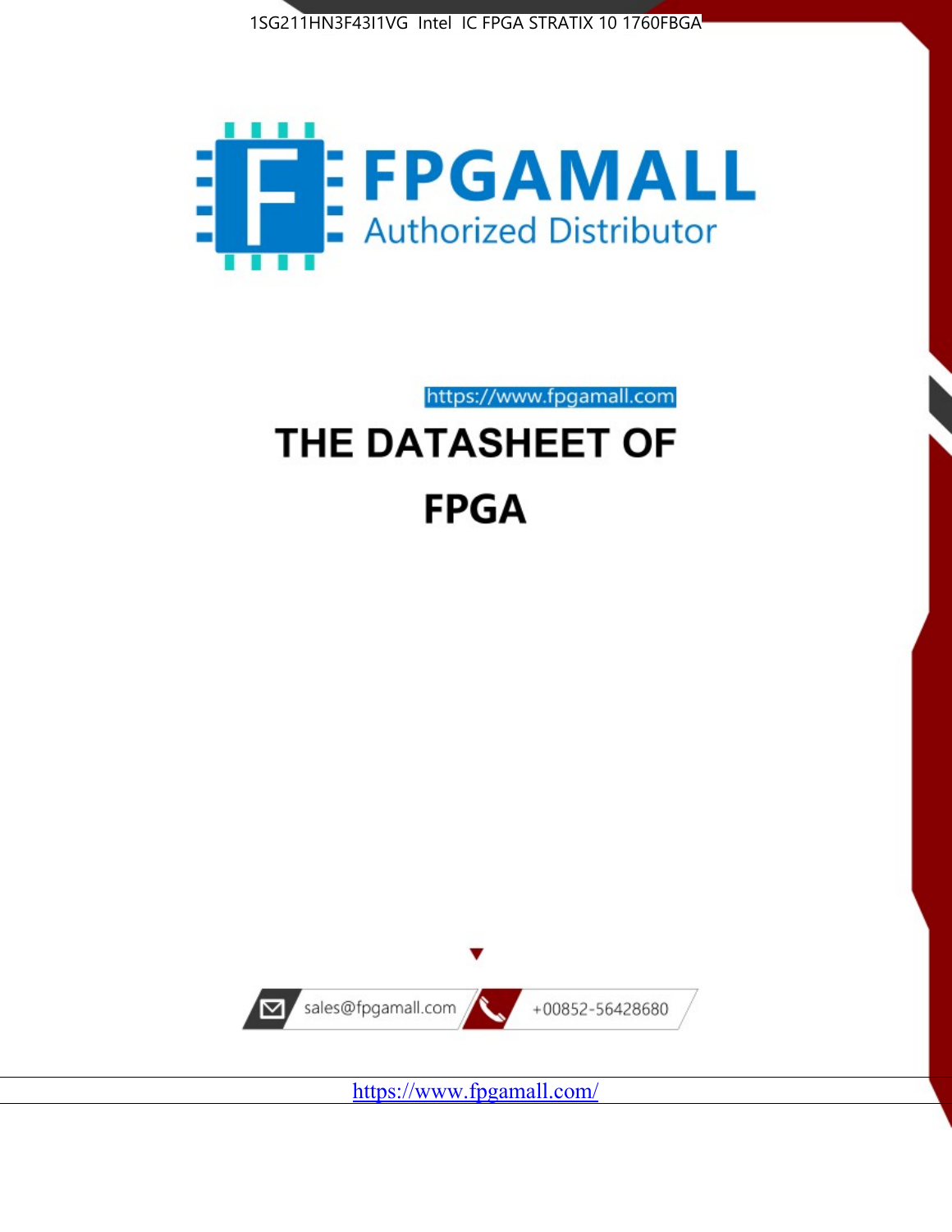1SG211HN3F43I1VG Intel IC FPGA STRATIX 10 1760FBGA

FPGAMALL

Authorized Distributor

https://www.fpgamall.com

# THE DATASHEET OF

# FPGA

sales@fpgamall.com

+00852-56428680

https://www.fpgamall.com/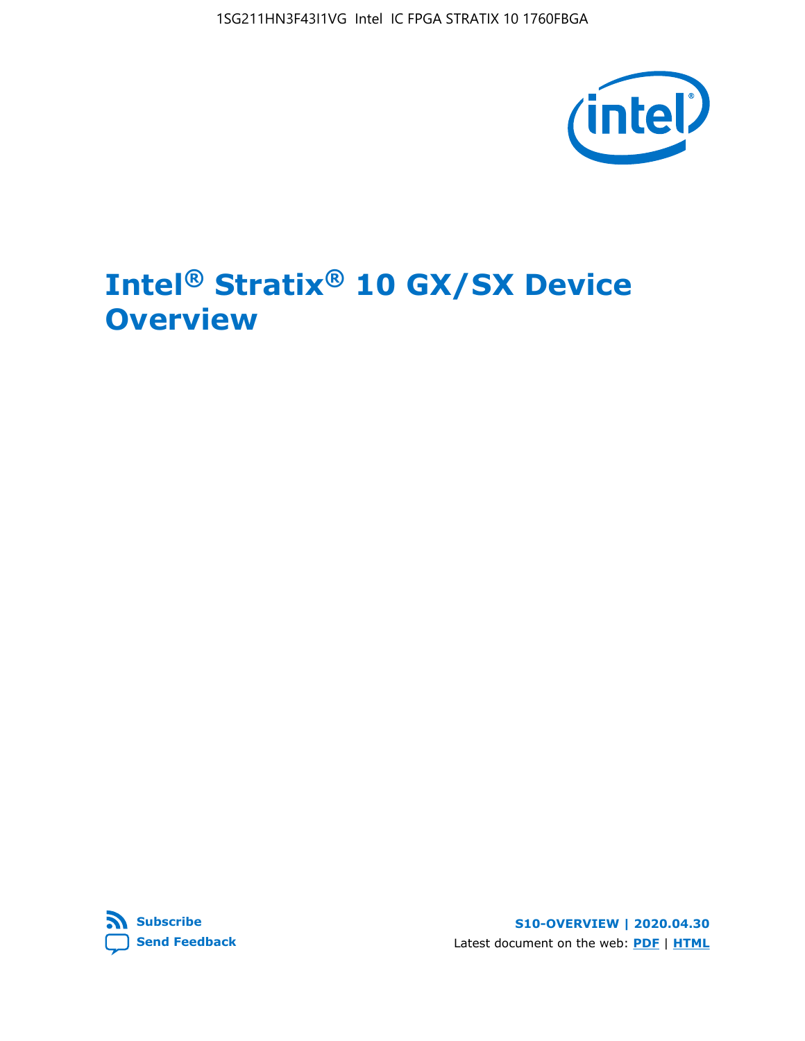# Intel® Stratix® 10 GX/SX Device Overview

S10-OVERVIEW | 2020.04.30

Latest document on the web: PDF | HTML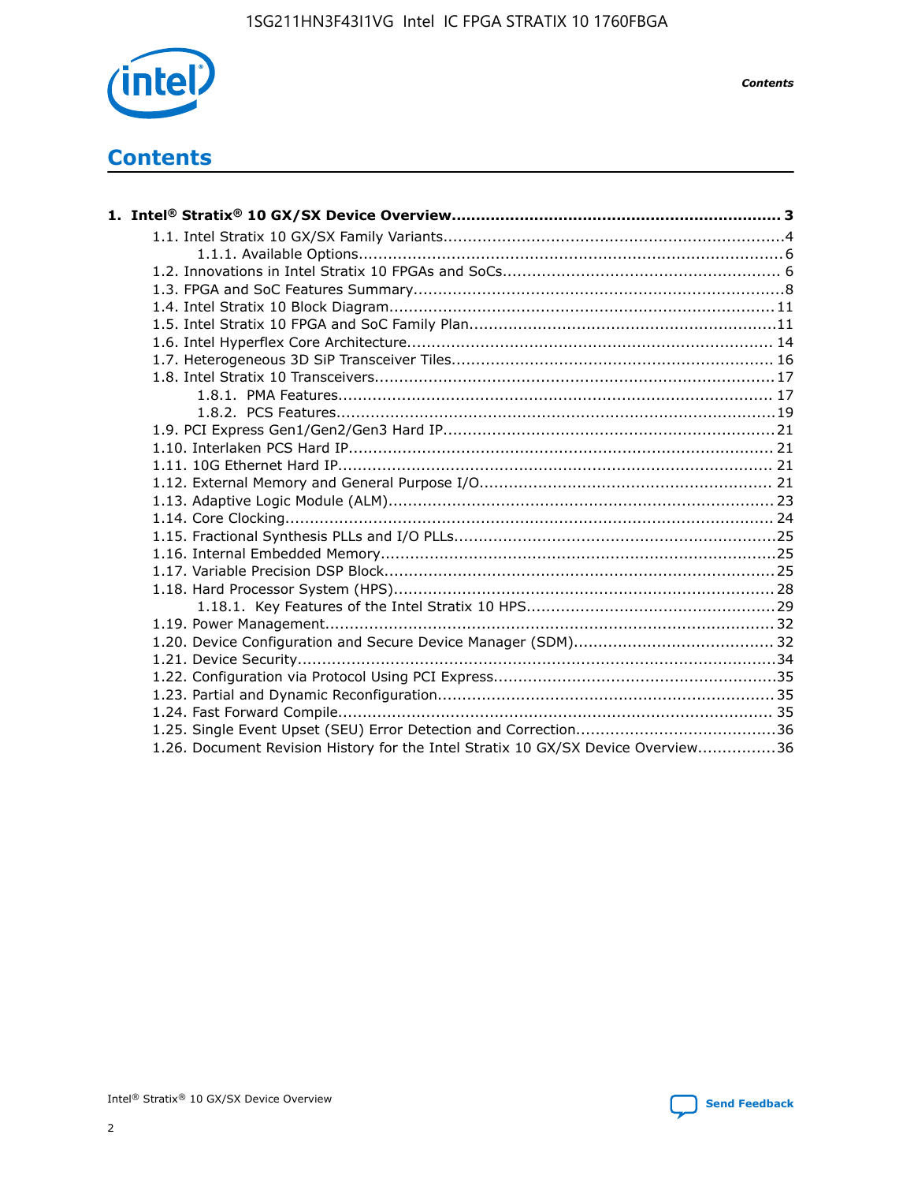# Contents

**1. Intel® Stratix® 10 GX/SX Device Overview....................................................................3**

- 1.1. Intel Stratix 10 GX/SX Family Variants......................................................................4
  - 1.1.1. Available Options.......................................................................................6
- 1.2. Innovations in Intel Stratix 10 FPGAs and SoCs.........................................................6
- 1.3. FPGA and SoC Features Summary............................................................................8
- 1.4. Intel Stratix 10 Block Diagram...............................................................................11
- 1.5. Intel Stratix 10 FPGA and SoC Family Plan...............................................................11
- 1.6. Intel Hyperflex Core Architecture...........................................................................14
- 1.7. Heterogeneous 3D SiP Transceiver Tiles..................................................................16
- 1.8. Intel Stratix 10 Transceivers..................................................................................17
  - 1.8.1. PMA Features.........................................................................................17
  - 1.8.2. PCS Features..........................................................................................19
- 1.9. PCI Express Gen1/Gen2/Gen3 Hard IP...................................................................21
- 1.10. Interlaken PCS Hard IP.......................................................................................21
- 1.11. 10G Ethernet Hard IP.........................................................................................21
- 1.12. External Memory and General Purpose I/O............................................................21
- 1.13. Adaptive Logic Module (ALM)...............................................................................23
- 1.14. Core Clocking....................................................................................................24
- 1.15. Fractional Synthesis PLLs and I/O PLLs.................................................................25
- 1.16. Internal Embedded Memory.................................................................................25
- 1.17. Variable Precision DSP Block................................................................................25
- 1.18. Hard Processor System (HPS)..............................................................................28
  - 1.18.1. Key Features of the Intel Stratix 10 HPS..................................................29
- 1.19. Power Management............................................................................................32
- 1.20. Device Configuration and Secure Device Manager (SDM).........................................32
- 1.21. Device Security..................................................................................................34
- 1.22. Configuration via Protocol Using PCI Express..........................................................35
- 1.23. Partial and Dynamic Reconfiguration.....................................................................35
- 1.24. Fast Forward Compile.........................................................................................35
- 1.25. Single Event Upset (SEU) Error Detection and Correction.........................................36
- 1.26. Document Revision History for the Intel Stratix 10 GX/SX Device Overview................36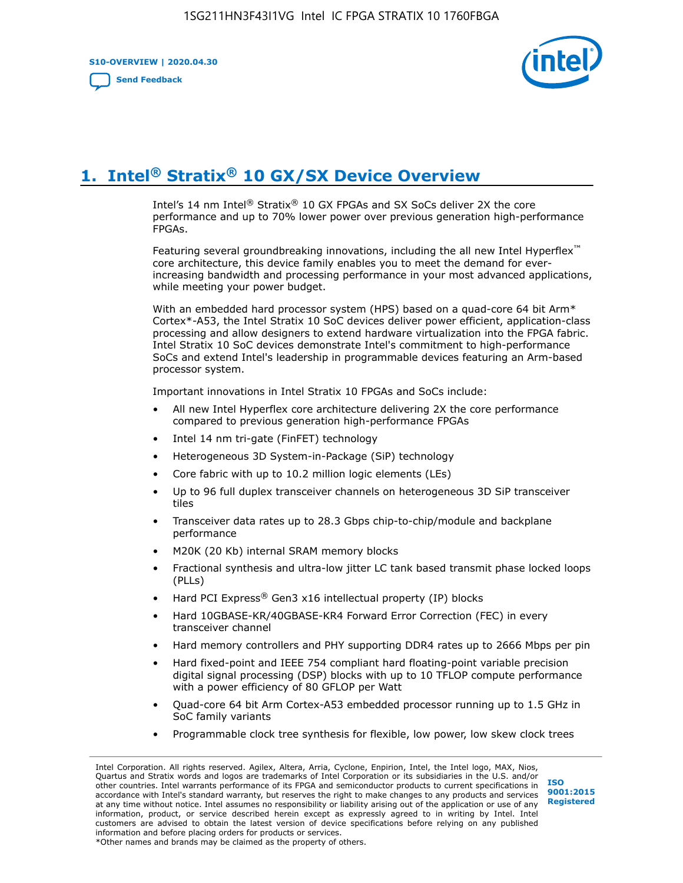# 1. Intel® Stratix® 10 GX/SX Device Overview

Intel's 14 nm Intel® Stratix® 10 GX FPGAs and SX SoCs deliver 2X the core performance and up to 70% lower power over previous generation high-performance FPGAs.

Featuring several groundbreaking innovations, including the all new Intel Hyperflex™ core architecture, this device family enables you to meet the demand for ever-increasing bandwidth and processing performance in your most advanced applications, while meeting your power budget.

With an embedded hard processor system (HPS) based on a quad-core 64 bit Arm* Cortex*-A53, the Intel Stratix 10 SoC devices deliver power efficient, application-class processing and allow designers to extend hardware virtualization into the FPGA fabric. Intel Stratix 10 SoC devices demonstrate Intel's commitment to high-performance SoCs and extend Intel's leadership in programmable devices featuring an Arm-based processor system.

Important innovations in Intel Stratix 10 FPGAs and SoCs include:

- All new Intel Hyperflex core architecture delivering 2X the core performance compared to previous generation high-performance FPGAs
- Intel 14 nm tri-gate (FinFET) technology
- Heterogeneous 3D System-in-Package (SiP) technology
- Core fabric with up to 10.2 million logic elements (LEs)
- Up to 96 full duplex transceiver channels on heterogeneous 3D SiP transceiver tiles
- Transceiver data rates up to 28.3 Gbps chip-to-chip/module and backplane performance
- M20K (20 Kb) internal SRAM memory blocks
- Fractional synthesis and ultra-low jitter LC tank based transmit phase locked loops (PLLs)
- Hard PCI Express® Gen3 x16 intellectual property (IP) blocks
- Hard 10GBASE-KR/40GBASE-KR4 Forward Error Correction (FEC) in every transceiver channel
- Hard memory controllers and PHY supporting DDR4 rates up to 2666 Mbps per pin
- Hard fixed-point and IEEE 754 compliant hard floating-point variable precision digital signal processing (DSP) blocks with up to 10 TFLOP compute performance with a power efficiency of 80 GFLOP per Watt
- Quad-core 64 bit Arm Cortex-A53 embedded processor running up to 1.5 GHz in SoC family variants
- Programmable clock tree synthesis for flexible, low power, low skew clock trees

Intel Corporation. All rights reserved. Agilex, Altera, Arria, Cyclone, Enpirion, Intel, the Intel logo, MAX, Nios, Quartus and Stratix words and logos are trademarks of Intel Corporation or its subsidiaries in the U.S. and/or other countries. Intel warrants performance of its FPGA and semiconductor products to current specifications in accordance with Intel's standard warranty, but reserves the right to make changes to any products and services at any time without notice. Intel assumes no responsibility or liability arising out of the application or use of any information, product, or service described herein except as expressly agreed to in writing by Intel. Intel customers are advised to obtain the latest version of device specifications before relying on any published information and before placing orders for products or services.
*Other names and brands may be claimed as the property of others.

ISO 9001:2015 Registered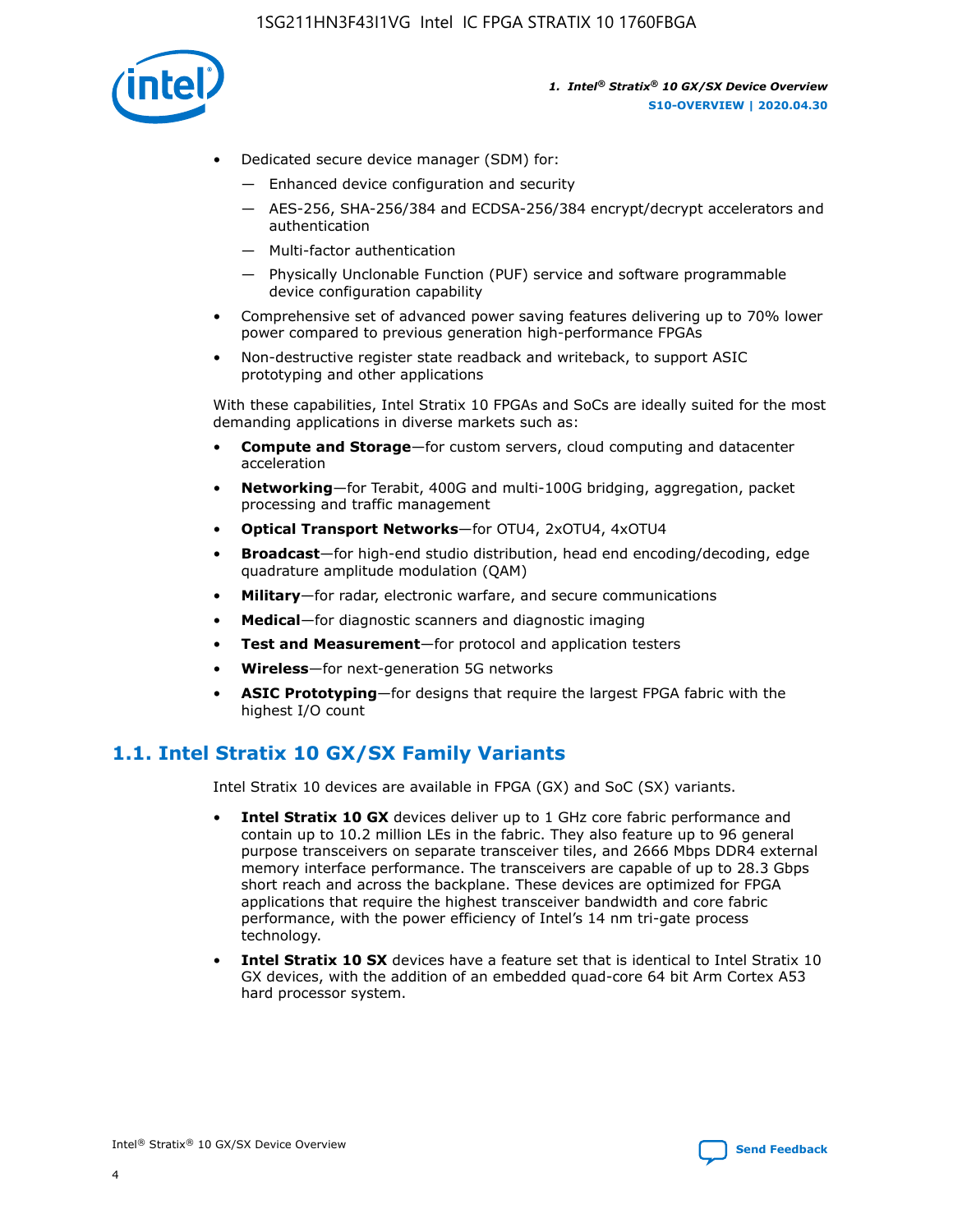- Dedicated secure device manager (SDM) for:
  - — Enhanced device configuration and security
  - — AES-256, SHA-256/384 and ECDSA-256/384 encrypt/decrypt accelerators and authentication
  - — Multi-factor authentication
  - — Physically Unclonable Function (PUF) service and software programmable device configuration capability
- Comprehensive set of advanced power saving features delivering up to 70% lower power compared to previous generation high-performance FPGAs
- Non-destructive register state readback and writeback, to support ASIC prototyping and other applications

With these capabilities, Intel Stratix 10 FPGAs and SoCs are ideally suited for the most demanding applications in diverse markets such as:

- **Compute and Storage**—for custom servers, cloud computing and datacenter acceleration
- **Networking**—for Terabit, 400G and multi-100G bridging, aggregation, packet processing and traffic management
- **Optical Transport Networks**—for OTU4, 2xOTU4, 4xOTU4
- **Broadcast**—for high-end studio distribution, head end encoding/decoding, edge quadrature amplitude modulation (QAM)
- **Military**—for radar, electronic warfare, and secure communications
- **Medical**—for diagnostic scanners and diagnostic imaging
- **Test and Measurement**—for protocol and application testers
- **Wireless**—for next-generation 5G networks
- **ASIC Prototyping**—for designs that require the largest FPGA fabric with the highest I/O count

## 1.1. Intel Stratix 10 GX/SX Family Variants

Intel Stratix 10 devices are available in FPGA (GX) and SoC (SX) variants.

- **Intel Stratix 10 GX** devices deliver up to 1 GHz core fabric performance and contain up to 10.2 million LEs in the fabric. They also feature up to 96 general purpose transceivers on separate transceiver tiles, and 2666 Mbps DDR4 external memory interface performance. The transceivers are capable of up to 28.3 Gbps short reach and across the backplane. These devices are optimized for FPGA applications that require the highest transceiver bandwidth and core fabric performance, with the power efficiency of Intel's 14 nm tri-gate process technology.
- **Intel Stratix 10 SX** devices have a feature set that is identical to Intel Stratix 10 GX devices, with the addition of an embedded quad-core 64 bit Arm Cortex A53 hard processor system.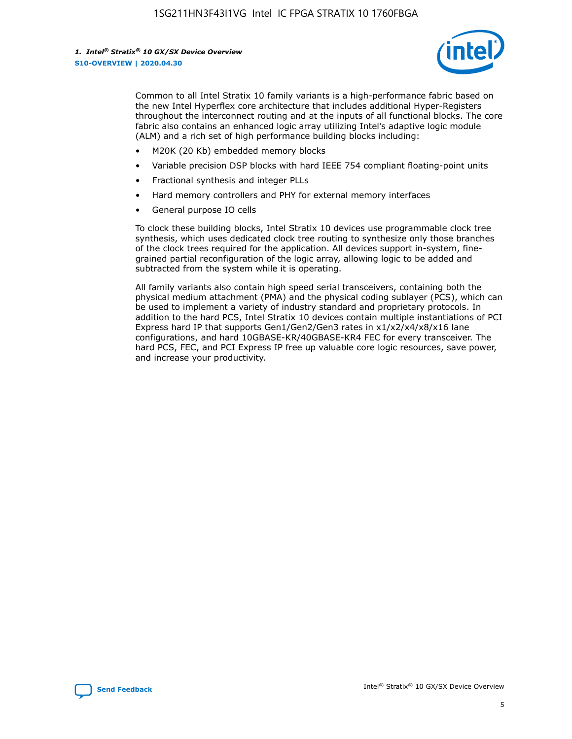Common to all Intel Stratix 10 family variants is a high-performance fabric based on the new Intel Hyperflex core architecture that includes additional Hyper-Registers throughout the interconnect routing and at the inputs of all functional blocks. The core fabric also contains an enhanced logic array utilizing Intel's adaptive logic module (ALM) and a rich set of high performance building blocks including:

- M20K (20 Kb) embedded memory blocks
- Variable precision DSP blocks with hard IEEE 754 compliant floating-point units
- Fractional synthesis and integer PLLs
- Hard memory controllers and PHY for external memory interfaces
- General purpose IO cells

To clock these building blocks, Intel Stratix 10 devices use programmable clock tree synthesis, which uses dedicated clock tree routing to synthesize only those branches of the clock trees required for the application. All devices support in-system, fine-grained partial reconfiguration of the logic array, allowing logic to be added and subtracted from the system while it is operating.

All family variants also contain high speed serial transceivers, containing both the physical medium attachment (PMA) and the physical coding sublayer (PCS), which can be used to implement a variety of industry standard and proprietary protocols. In addition to the hard PCS, Intel Stratix 10 devices contain multiple instantiations of PCI Express hard IP that supports Gen1/Gen2/Gen3 rates in x1/x2/x4/x8/x16 lane configurations, and hard 10GBASE-KR/40GBASE-KR4 FEC for every transceiver. The hard PCS, FEC, and PCI Express IP free up valuable core logic resources, save power, and increase your productivity.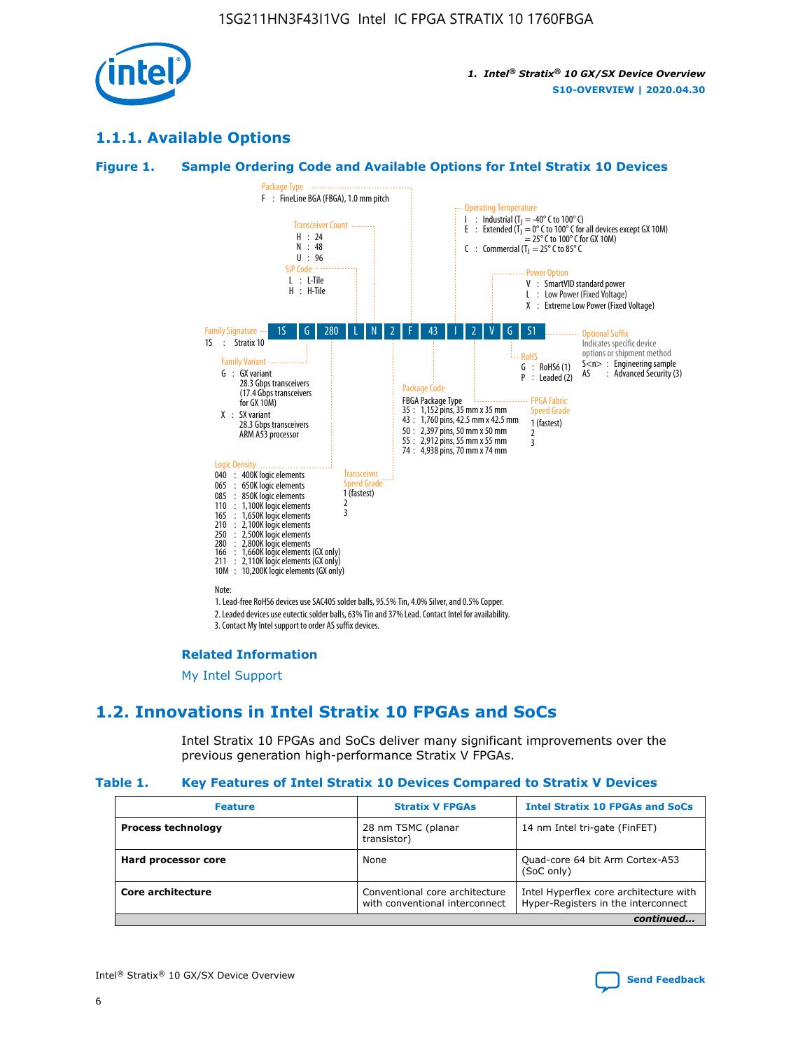### 1.1.1. Available Options

**Figure 1. Sample Ordering Code and Available Options for Intel Stratix 10 Devices**

| 1S | G | 280 | L | N | 2 | F | 43 | I | 2 | V | G | S1 |
|---|---|---|---|---|---|---|---|---|---|---|---|---|

**Family Signature**
- 1S : Stratix 10

**Family Variant**
- G : GX variant, 28.3 Gbps transceivers (17.4 Gbps transceivers for GX 10M)
- X : SX variant, 28.3 Gbps transceivers, ARM A53 processor

**Logic Density**
- 040 : 400K logic elements
- 065 : 650K logic elements
- 085 : 850K logic elements
- 110 : 1,100K logic elements
- 165 : 1,650K logic elements
- 210 : 2,100K logic elements
- 250 : 2,500K logic elements
- 280 : 2,800K logic elements
- 166 : 1,660K logic elements (GX only)
- 211 : 2,110K logic elements (GX only)
- 10M : 10,200K logic elements (GX only)

**SiP Code**
- L : L-Tile
- H : H-Tile

**Transceiver Count**
- H : 24
- N : 48
- U : 96

**Transceiver Speed Grade**
- 1 (fastest)
- 2
- 3

**Package Type**
- F : FineLine BGA (FBGA), 1.0 mm pitch

**Package Code**

FBGA Package Type
- 35 : 1,152 pins, 35 mm x 35 mm
- 43 : 1,760 pins, 42.5 mm x 42.5 mm
- 50 : 2,397 pins, 50 mm x 50 mm
- 55 : 2,912 pins, 55 mm x 55 mm
- 74 : 4,938 pins, 70 mm x 74 mm

**Operating Temperature**
- I : Industrial ($T_J$ = -40° C to 100° C)
- E : Extended ($T_J$ = 0° C to 100° C for all devices except GX 10M) = 25° C to 100° C for GX 10M)
- C : Commercial ($T_J$ = 25° C to 85° C

**FPGA Fabric Speed Grade**
- 1 (fastest)
- 2
- 3

**Power Option**
- V : SmartVID standard power
- L : Low Power (Fixed Voltage)
- X : Extreme Low Power (Fixed Voltage)

**RoHS**
- G : RoHS6 (1)
- P : Leaded (2)

**Optional Suffix**

Indicates specific device options or shipment method
- S<n> : Engineering sample
- AS : Advanced Security (3)

Note:
1. Lead-free RoHS6 devices use SAC405 solder balls, 95.5% Tin, 4.0% Silver, and 0.5% Copper.
2. Leaded devices use eutectic solder balls, 63% Tin and 37% Lead. Contact Intel for availability.
3. Contact My Intel support to order AS suffix devices.

**Related Information**

My Intel Support

## 1.2. Innovations in Intel Stratix 10 FPGAs and SoCs

Intel Stratix 10 FPGAs and SoCs deliver many significant improvements over the previous generation high-performance Stratix V FPGAs.

**Table 1. Key Features of Intel Stratix 10 Devices Compared to Stratix V Devices**

| Feature | Stratix V FPGAs | Intel Stratix 10 FPGAs and SoCs |
|---|---|---|
| **Process technology** | 28 nm TSMC (planar transistor) | 14 nm Intel tri-gate (FinFET) |
| **Hard processor core** | None | Quad-core 64 bit Arm Cortex-A53 (SoC only) |
| **Core architecture** | Conventional core architecture with conventional interconnect | Intel Hyperflex core architecture with Hyper-Registers in the interconnect |

*continued...*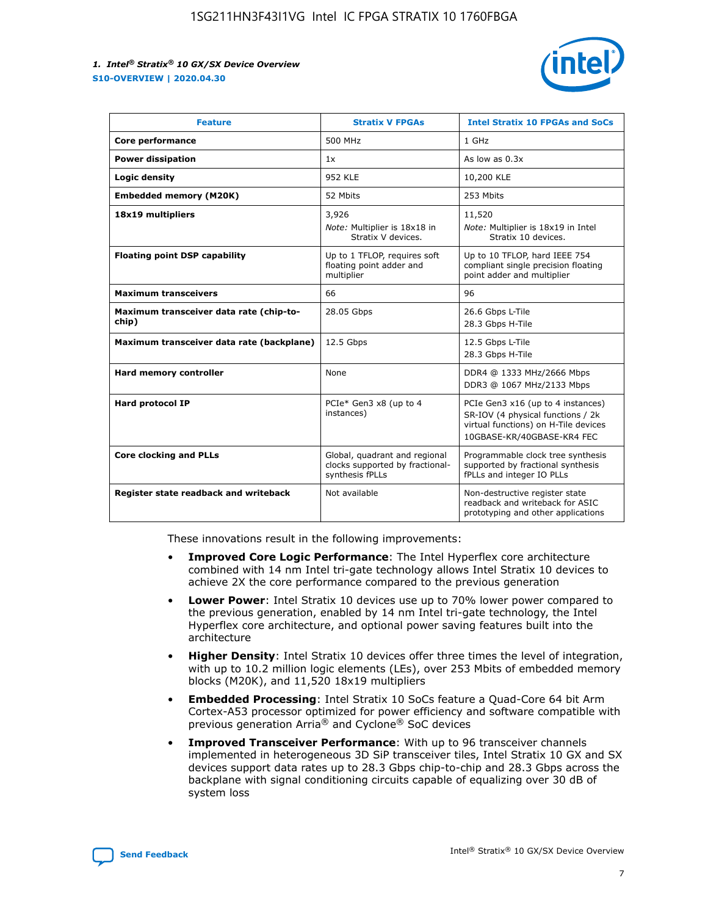| Feature | Stratix V FPGAs | Intel Stratix 10 FPGAs and SoCs |
| --- | --- | --- |
| **Core performance** | 500 MHz | 1 GHz |
| **Power dissipation** | 1x | As low as 0.3x |
| **Logic density** | 952 KLE | 10,200 KLE |
| **Embedded memory (M20K)** | 52 Mbits | 253 Mbits |
| **18x19 multipliers** | 3,926<br>*Note:* Multiplier is 18x18 in Stratix V devices. | 11,520<br>*Note:* Multiplier is 18x19 in Intel Stratix 10 devices. |
| **Floating point DSP capability** | Up to 1 TFLOP, requires soft floating point adder and multiplier | Up to 10 TFLOP, hard IEEE 754 compliant single precision floating point adder and multiplier |
| **Maximum transceivers** | 66 | 96 |
| **Maximum transceiver data rate (chip-to-chip)** | 28.05 Gbps | 26.6 Gbps L-Tile<br>28.3 Gbps H-Tile |
| **Maximum transceiver data rate (backplane)** | 12.5 Gbps | 12.5 Gbps L-Tile<br>28.3 Gbps H-Tile |
| **Hard memory controller** | None | DDR4 @ 1333 MHz/2666 Mbps<br>DDR3 @ 1067 MHz/2133 Mbps |
| **Hard protocol IP** | PCIe* Gen3 x8 (up to 4 instances) | PCIe Gen3 x16 (up to 4 instances)<br>SR-IOV (4 physical functions / 2k virtual functions) on H-Tile devices<br>10GBASE-KR/40GBASE-KR4 FEC |
| **Core clocking and PLLs** | Global, quadrant and regional clocks supported by fractional-synthesis fPLLs | Programmable clock tree synthesis supported by fractional synthesis fPLLs and integer IO PLLs |
| **Register state readback and writeback** | Not available | Non-destructive register state readback and writeback for ASIC prototyping and other applications |

These innovations result in the following improvements:

- **Improved Core Logic Performance**: The Intel Hyperflex core architecture combined with 14 nm Intel tri-gate technology allows Intel Stratix 10 devices to achieve 2X the core performance compared to the previous generation
- **Lower Power**: Intel Stratix 10 devices use up to 70% lower power compared to the previous generation, enabled by 14 nm Intel tri-gate technology, the Intel Hyperflex core architecture, and optional power saving features built into the architecture
- **Higher Density**: Intel Stratix 10 devices offer three times the level of integration, with up to 10.2 million logic elements (LEs), over 253 Mbits of embedded memory blocks (M20K), and 11,520 18x19 multipliers
- **Embedded Processing**: Intel Stratix 10 SoCs feature a Quad-Core 64 bit Arm Cortex-A53 processor optimized for power efficiency and software compatible with previous generation Arria® and Cyclone® SoC devices
- **Improved Transceiver Performance**: With up to 96 transceiver channels implemented in heterogeneous 3D SiP transceiver tiles, Intel Stratix 10 GX and SX devices support data rates up to 28.3 Gbps chip-to-chip and 28.3 Gbps across the backplane with signal conditioning circuits capable of equalizing over 30 dB of system loss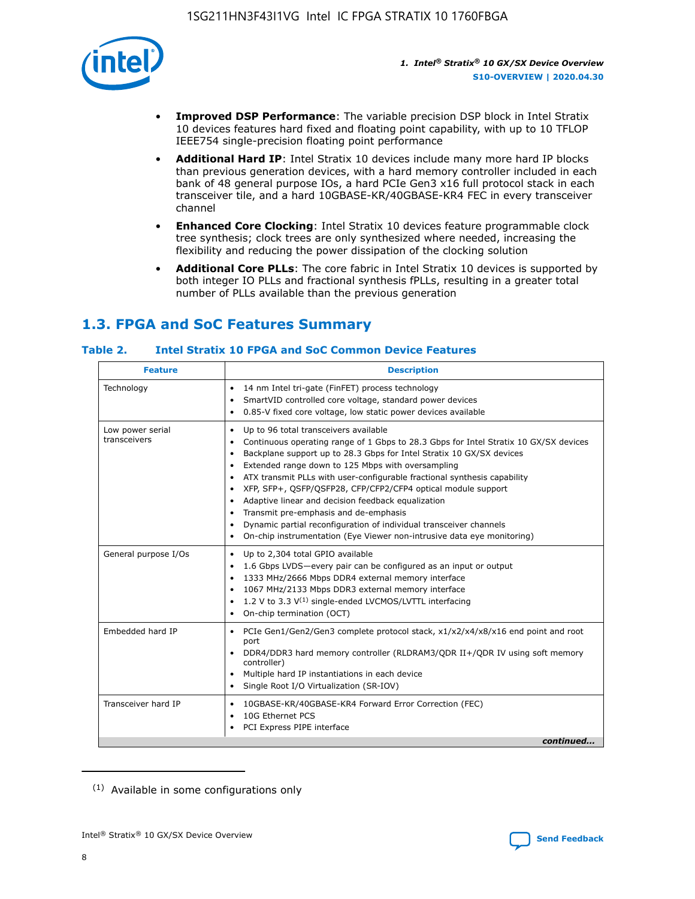- **Improved DSP Performance**: The variable precision DSP block in Intel Stratix 10 devices features hard fixed and floating point capability, with up to 10 TFLOP IEEE754 single-precision floating point performance
- **Additional Hard IP**: Intel Stratix 10 devices include many more hard IP blocks than previous generation devices, with a hard memory controller included in each bank of 48 general purpose IOs, a hard PCIe Gen3 x16 full protocol stack in each transceiver tile, and a hard 10GBASE-KR/40GBASE-KR4 FEC in every transceiver channel
- **Enhanced Core Clocking**: Intel Stratix 10 devices feature programmable clock tree synthesis; clock trees are only synthesized where needed, increasing the flexibility and reducing the power dissipation of the clocking solution
- **Additional Core PLLs**: The core fabric in Intel Stratix 10 devices is supported by both integer IO PLLs and fractional synthesis fPLLs, resulting in a greater total number of PLLs available than the previous generation

## 1.3. FPGA and SoC Features Summary

### Table 2. Intel Stratix 10 FPGA and SoC Common Device Features

| Feature | Description |
| --- | --- |
| Technology | • 14 nm Intel tri-gate (FinFET) process technology<br>• SmartVID controlled core voltage, standard power devices<br>• 0.85-V fixed core voltage, low static power devices available |
| Low power serial transceivers | • Up to 96 total transceivers available<br>• Continuous operating range of 1 Gbps to 28.3 Gbps for Intel Stratix 10 GX/SX devices<br>• Backplane support up to 28.3 Gbps for Intel Stratix 10 GX/SX devices<br>• Extended range down to 125 Mbps with oversampling<br>• ATX transmit PLLs with user-configurable fractional synthesis capability<br>• XFP, SFP+, QSFP/QSFP28, CFP/CFP2/CFP4 optical module support<br>• Adaptive linear and decision feedback equalization<br>• Transmit pre-emphasis and de-emphasis<br>• Dynamic partial reconfiguration of individual transceiver channels<br>• On-chip instrumentation (Eye Viewer non-intrusive data eye monitoring) |
| General purpose I/Os | • Up to 2,304 total GPIO available<br>• 1.6 Gbps LVDS—every pair can be configured as an input or output<br>• 1333 MHz/2666 Mbps DDR4 external memory interface<br>• 1067 MHz/2133 Mbps DDR3 external memory interface<br>• 1.2 V to 3.3 V[(1)] single-ended LVCMOS/LVTTL interfacing<br>• On-chip termination (OCT) |
| Embedded hard IP | • PCIe Gen1/Gen2/Gen3 complete protocol stack, x1/x2/x4/x8/x16 end point and root port<br>• DDR4/DDR3 hard memory controller (RLDRAM3/QDR II+/QDR IV using soft memory controller)<br>• Multiple hard IP instantiations in each device<br>• Single Root I/O Virtualization (SR-IOV) |
| Transceiver hard IP | • 10GBASE-KR/40GBASE-KR4 Forward Error Correction (FEC)<br>• 10G Ethernet PCS<br>• PCI Express PIPE interface |

*continued...*

(1) Available in some configurations only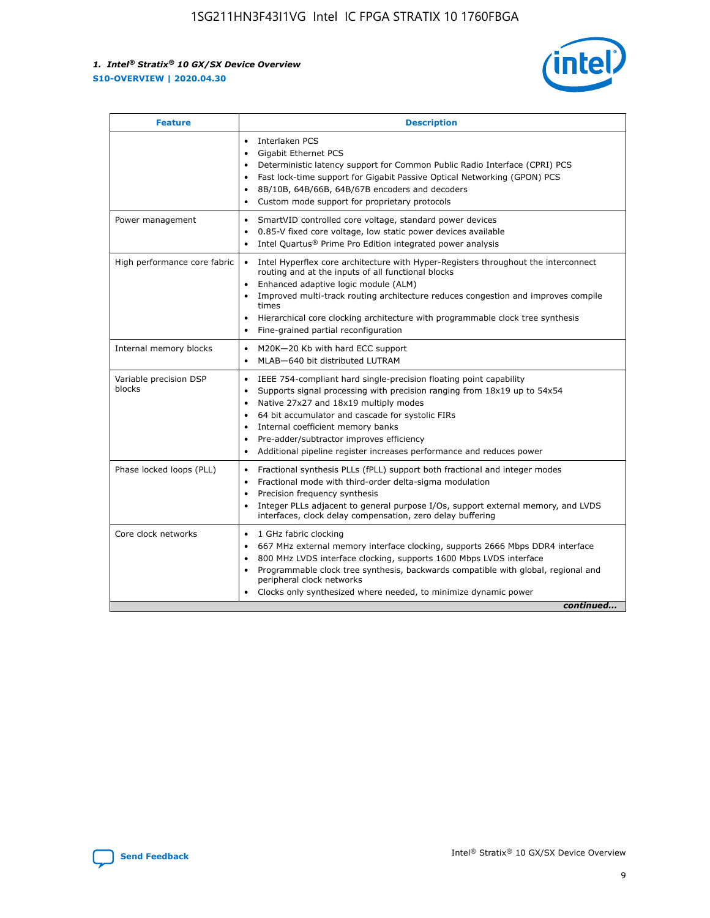| Feature | Description |
| --- | --- |
| | • Interlaken PCS<br>• Gigabit Ethernet PCS<br>• Deterministic latency support for Common Public Radio Interface (CPRI) PCS<br>• Fast lock-time support for Gigabit Passive Optical Networking (GPON) PCS<br>• 8B/10B, 64B/66B, 64B/67B encoders and decoders<br>• Custom mode support for proprietary protocols |
| Power management | • SmartVID controlled core voltage, standard power devices<br>• 0.85-V fixed core voltage, low static power devices available<br>• Intel Quartus® Prime Pro Edition integrated power analysis |
| High performance core fabric | • Intel Hyperflex core architecture with Hyper-Registers throughout the interconnect routing and at the inputs of all functional blocks<br>• Enhanced adaptive logic module (ALM)<br>• Improved multi-track routing architecture reduces congestion and improves compile times<br>• Hierarchical core clocking architecture with programmable clock tree synthesis<br>• Fine-grained partial reconfiguration |
| Internal memory blocks | • M20K—20 Kb with hard ECC support<br>• MLAB—640 bit distributed LUTRAM |
| Variable precision DSP blocks | • IEEE 754-compliant hard single-precision floating point capability<br>• Supports signal processing with precision ranging from 18x19 up to 54x54<br>• Native 27x27 and 18x19 multiply modes<br>• 64 bit accumulator and cascade for systolic FIRs<br>• Internal coefficient memory banks<br>• Pre-adder/subtractor improves efficiency<br>• Additional pipeline register increases performance and reduces power |
| Phase locked loops (PLL) | • Fractional synthesis PLLs (fPLL) support both fractional and integer modes<br>• Fractional mode with third-order delta-sigma modulation<br>• Precision frequency synthesis<br>• Integer PLLs adjacent to general purpose I/Os, support external memory, and LVDS interfaces, clock delay compensation, zero delay buffering |
| Core clock networks | • 1 GHz fabric clocking<br>• 667 MHz external memory interface clocking, supports 2666 Mbps DDR4 interface<br>• 800 MHz LVDS interface clocking, supports 1600 Mbps LVDS interface<br>• Programmable clock tree synthesis, backwards compatible with global, regional and peripheral clock networks<br>• Clocks only synthesized where needed, to minimize dynamic power |

*continued...*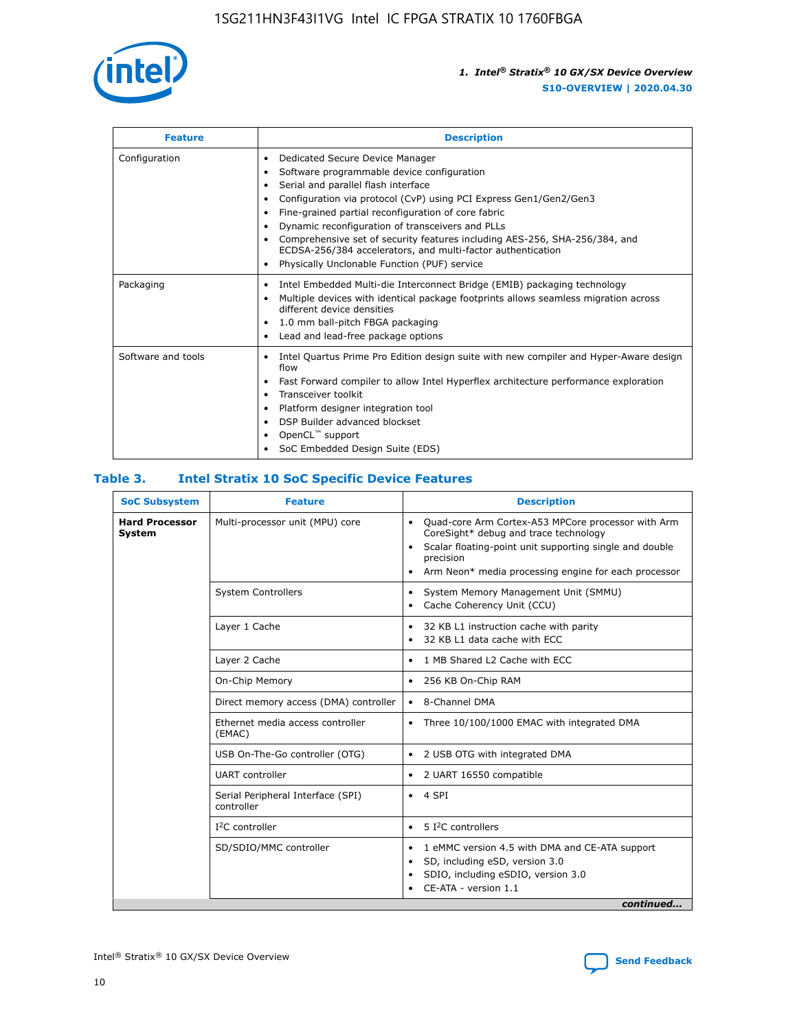| Feature | Description |
| --- | --- |
| Configuration | • Dedicated Secure Device Manager<br>• Software programmable device configuration<br>• Serial and parallel flash interface<br>• Configuration via protocol (CvP) using PCI Express Gen1/Gen2/Gen3<br>• Fine-grained partial reconfiguration of core fabric<br>• Dynamic reconfiguration of transceivers and PLLs<br>• Comprehensive set of security features including AES-256, SHA-256/384, and ECDSA-256/384 accelerators, and multi-factor authentication<br>• Physically Unclonable Function (PUF) service |
| Packaging | • Intel Embedded Multi-die Interconnect Bridge (EMIB) packaging technology<br>• Multiple devices with identical package footprints allows seamless migration across different device densities<br>• 1.0 mm ball-pitch FBGA packaging<br>• Lead and lead-free package options |
| Software and tools | • Intel Quartus Prime Pro Edition design suite with new compiler and Hyper-Aware design flow<br>• Fast Forward compiler to allow Intel Hyperflex architecture performance exploration<br>• Transceiver toolkit<br>• Platform designer integration tool<br>• DSP Builder advanced blockset<br>• OpenCL™ support<br>• SoC Embedded Design Suite (EDS) |

## Table 3. Intel Stratix 10 SoC Specific Device Features

| SoC Subsystem | Feature | Description |
| --- | --- | --- |
| **Hard Processor System** | Multi-processor unit (MPU) core | • Quad-core Arm Cortex-A53 MPCore processor with Arm CoreSight* debug and trace technology<br>• Scalar floating-point unit supporting single and double precision<br>• Arm Neon* media processing engine for each processor |
| | System Controllers | • System Memory Management Unit (SMMU)<br>• Cache Coherency Unit (CCU) |
| | Layer 1 Cache | • 32 KB L1 instruction cache with parity<br>• 32 KB L1 data cache with ECC |
| | Layer 2 Cache | • 1 MB Shared L2 Cache with ECC |
| | On-Chip Memory | • 256 KB On-Chip RAM |
| | Direct memory access (DMA) controller | • 8-Channel DMA |
| | Ethernet media access controller (EMAC) | • Three 10/100/1000 EMAC with integrated DMA |
| | USB On-The-Go controller (OTG) | • 2 USB OTG with integrated DMA |
| | UART controller | • 2 UART 16550 compatible |
| | Serial Peripheral Interface (SPI) controller | • 4 SPI |
| | I²C controller | • 5 I²C controllers |
| | SD/SDIO/MMC controller | • 1 eMMC version 4.5 with DMA and CE-ATA support<br>• SD, including eSD, version 3.0<br>• SDIO, including eSDIO, version 3.0<br>• CE-ATA - version 1.1 |

*continued...*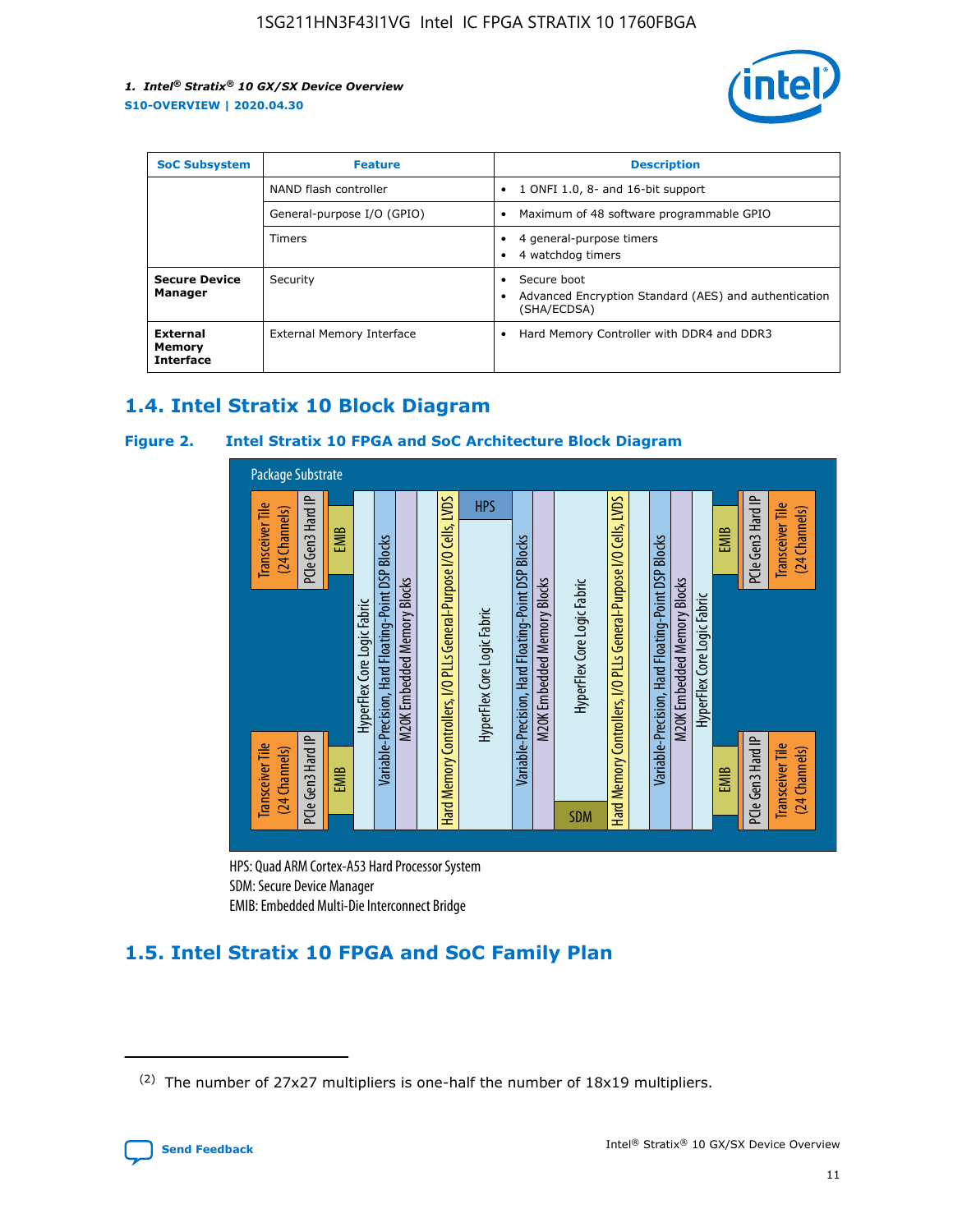| SoC Subsystem | Feature | Description |
| --- | --- | --- |
| | NAND flash controller | • 1 ONFI 1.0, 8- and 16-bit support |
| | General-purpose I/O (GPIO) | • Maximum of 48 software programmable GPIO |
| | Timers | • 4 general-purpose timers<br>• 4 watchdog timers |
| **Secure Device Manager** | Security | • Secure boot<br>• Advanced Encryption Standard (AES) and authentication (SHA/ECDSA) |
| **External Memory Interface** | External Memory Interface | • Hard Memory Controller with DDR4 and DDR3 |

## 1.4. Intel Stratix 10 Block Diagram

### Figure 2. Intel Stratix 10 FPGA and SoC Architecture Block Diagram

Package Substrate

Transceiver Tile (24 Channels) | PCIe Gen3 Hard IP | EMIB | HyperFlex Core Logic Fabric | Variable-Precision, Hard Floating-Point DSP Blocks | M20K Embedded Memory Blocks | Hard Memory Controllers, I/O PLLs General-Purpose I/O Cells, LVDS | HPS | HyperFlex Core Logic Fabric | Variable-Precision, Hard Floating-Point DSP Blocks | M20K Embedded Memory Blocks | HyperFlex Core Logic Fabric | SDM | Hard Memory Controllers, I/O PLLs General-Purpose I/O Cells, LVDS | Variable-Precision, Hard Floating-Point DSP Blocks | M20K Embedded Memory Blocks | HyperFlex Core Logic Fabric | EMIB | PCIe Gen3 Hard IP | Transceiver Tile (24 Channels)

HPS: Quad ARM Cortex-A53 Hard Processor System
SDM: Secure Device Manager
EMIB: Embedded Multi-Die Interconnect Bridge

## 1.5. Intel Stratix 10 FPGA and SoC Family Plan

(2) The number of 27x27 multipliers is one-half the number of 18x19 multipliers.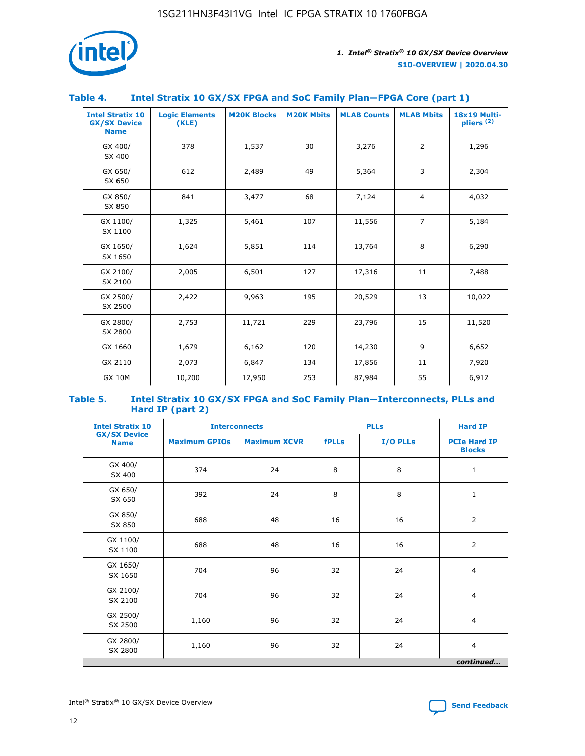## Table 4. Intel Stratix 10 GX/SX FPGA and SoC Family Plan—FPGA Core (part 1)

| Intel Stratix 10 GX/SX Device Name | Logic Elements (KLE) | M20K Blocks | M20K Mbits | MLAB Counts | MLAB Mbits | 18x19 Multipliers (2) |
|---|---|---|---|---|---|---|
| GX 400/ SX 400 | 378 | 1,537 | 30 | 3,276 | 2 | 1,296 |
| GX 650/ SX 650 | 612 | 2,489 | 49 | 5,364 | 3 | 2,304 |
| GX 850/ SX 850 | 841 | 3,477 | 68 | 7,124 | 4 | 4,032 |
| GX 1100/ SX 1100 | 1,325 | 5,461 | 107 | 11,556 | 7 | 5,184 |
| GX 1650/ SX 1650 | 1,624 | 5,851 | 114 | 13,764 | 8 | 6,290 |
| GX 2100/ SX 2100 | 2,005 | 6,501 | 127 | 17,316 | 11 | 7,488 |
| GX 2500/ SX 2500 | 2,422 | 9,963 | 195 | 20,529 | 13 | 10,022 |
| GX 2800/ SX 2800 | 2,753 | 11,721 | 229 | 23,796 | 15 | 11,520 |
| GX 1660 | 1,679 | 6,162 | 120 | 14,230 | 9 | 6,652 |
| GX 2110 | 2,073 | 6,847 | 134 | 17,856 | 11 | 7,920 |
| GX 10M | 10,200 | 12,950 | 253 | 87,984 | 55 | 6,912 |

## Table 5. Intel Stratix 10 GX/SX FPGA and SoC Family Plan—Interconnects, PLLs and Hard IP (part 2)

| Intel Stratix 10 GX/SX Device Name | Interconnects | | PLLs | | Hard IP |
|---|---|---|---|---|---|
| | Maximum GPIOs | Maximum XCVR | fPLLs | I/O PLLs | PCIe Hard IP Blocks |
| GX 400/ SX 400 | 374 | 24 | 8 | 8 | 1 |
| GX 650/ SX 650 | 392 | 24 | 8 | 8 | 1 |
| GX 850/ SX 850 | 688 | 48 | 16 | 16 | 2 |
| GX 1100/ SX 1100 | 688 | 48 | 16 | 16 | 2 |
| GX 1650/ SX 1650 | 704 | 96 | 32 | 24 | 4 |
| GX 2100/ SX 2100 | 704 | 96 | 32 | 24 | 4 |
| GX 2500/ SX 2500 | 1,160 | 96 | 32 | 24 | 4 |
| GX 2800/ SX 2800 | 1,160 | 96 | 32 | 24 | 4 |

*continued...*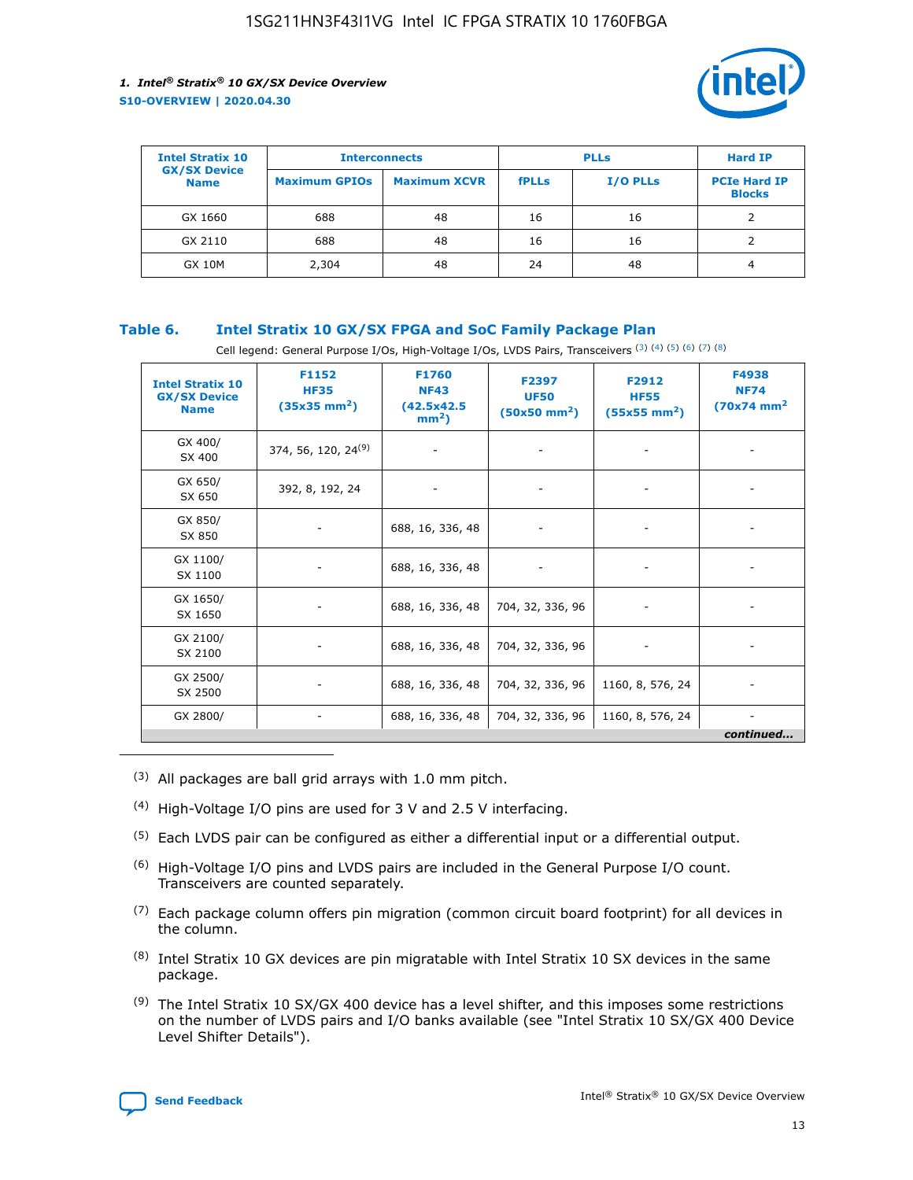| Intel Stratix 10 GX/SX Device Name | Interconnects | | PLLs | | Hard IP |
|---|---|---|---|---|---|
| | Maximum GPIOs | Maximum XCVR | fPLLs | I/O PLLs | PCIe Hard IP Blocks |
| GX 1660 | 688 | 48 | 16 | 16 | 2 |
| GX 2110 | 688 | 48 | 16 | 16 | 2 |
| GX 10M | 2,304 | 48 | 24 | 48 | 4 |

**Table 6. Intel Stratix 10 GX/SX FPGA and SoC Family Package Plan**

Cell legend: General Purpose I/Os, High-Voltage I/Os, LVDS Pairs, Transceivers (3) (4) (5) (6) (7) (8)

| Intel Stratix 10 GX/SX Device Name | F1152 HF35 (35x35 $mm^2$) | F1760 NF43 (42.5x42.5 $mm^2$) | F2397 UF50 (50x50 $mm^2$) | F2912 HF55 (55x55 $mm^2$) | F4938 NF74 (70x74 $mm^2$) |
|---|---|---|---|---|---|
| GX 400/ SX 400 | 374, 56, 120, 24(9) | - | - | - | - |
| GX 650/ SX 650 | 392, 8, 192, 24 | - | - | - | - |
| GX 850/ SX 850 | - | 688, 16, 336, 48 | - | - | - |
| GX 1100/ SX 1100 | - | 688, 16, 336, 48 | - | - | - |
| GX 1650/ SX 1650 | - | 688, 16, 336, 48 | 704, 32, 336, 96 | - | - |
| GX 2100/ SX 2100 | - | 688, 16, 336, 48 | 704, 32, 336, 96 | - | - |
| GX 2500/ SX 2500 | - | 688, 16, 336, 48 | 704, 32, 336, 96 | 1160, 8, 576, 24 | - |
| GX 2800/ | - | 688, 16, 336, 48 | 704, 32, 336, 96 | 1160, 8, 576, 24 | - |

*continued...*

(3) All packages are ball grid arrays with 1.0 mm pitch.

(4) High-Voltage I/O pins are used for 3 V and 2.5 V interfacing.

(5) Each LVDS pair can be configured as either a differential input or a differential output.

(6) High-Voltage I/O pins and LVDS pairs are included in the General Purpose I/O count. Transceivers are counted separately.

(7) Each package column offers pin migration (common circuit board footprint) for all devices in the column.

(8) Intel Stratix 10 GX devices are pin migratable with Intel Stratix 10 SX devices in the same package.

(9) The Intel Stratix 10 SX/GX 400 device has a level shifter, and this imposes some restrictions on the number of LVDS pairs and I/O banks available (see "Intel Stratix 10 SX/GX 400 Device Level Shifter Details").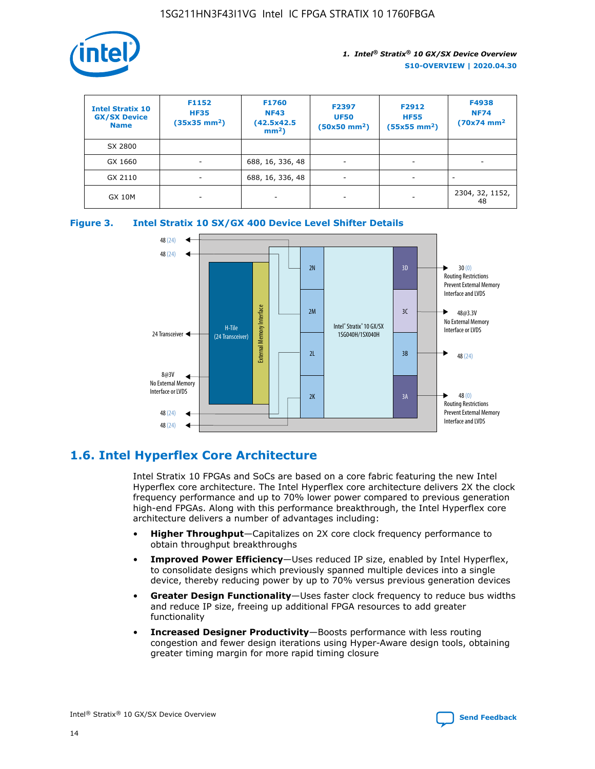| Intel Stratix 10 GX/SX Device Name | F1152 HF35 (35x35 mm²) | F1760 NF43 (42.5x42.5 mm²) | F2397 UF50 (50x50 mm²) | F2912 HF55 (55x55 mm²) | F4938 NF74 (70x74 mm² |
|---|---|---|---|---|---|
| SX 2800 | | | | | |
| GX 1660 | - | 688, 16, 336, 48 | - | - | - |
| GX 2110 | - | 688, 16, 336, 48 | - | - | - |
| GX 10M | - | - | - | - | 2304, 32, 1152, 48 |

**Figure 3. Intel Stratix 10 SX/GX 400 Device Level Shifter Details**

## 1.6. Intel Hyperflex Core Architecture

Intel Stratix 10 FPGAs and SoCs are based on a core fabric featuring the new Intel Hyperflex core architecture. The Intel Hyperflex core architecture delivers 2X the clock frequency performance and up to 70% lower power compared to previous generation high-end FPGAs. Along with this performance breakthrough, the Intel Hyperflex core architecture delivers a number of advantages including:

- **Higher Throughput**—Capitalizes on 2X core clock frequency performance to obtain throughput breakthroughs
- **Improved Power Efficiency**—Uses reduced IP size, enabled by Intel Hyperflex, to consolidate designs which previously spanned multiple devices into a single device, thereby reducing power by up to 70% versus previous generation devices
- **Greater Design Functionality**—Uses faster clock frequency to reduce bus widths and reduce IP size, freeing up additional FPGA resources to add greater functionality
- **Increased Designer Productivity**—Boosts performance with less routing congestion and fewer design iterations using Hyper-Aware design tools, obtaining greater timing margin for more rapid timing closure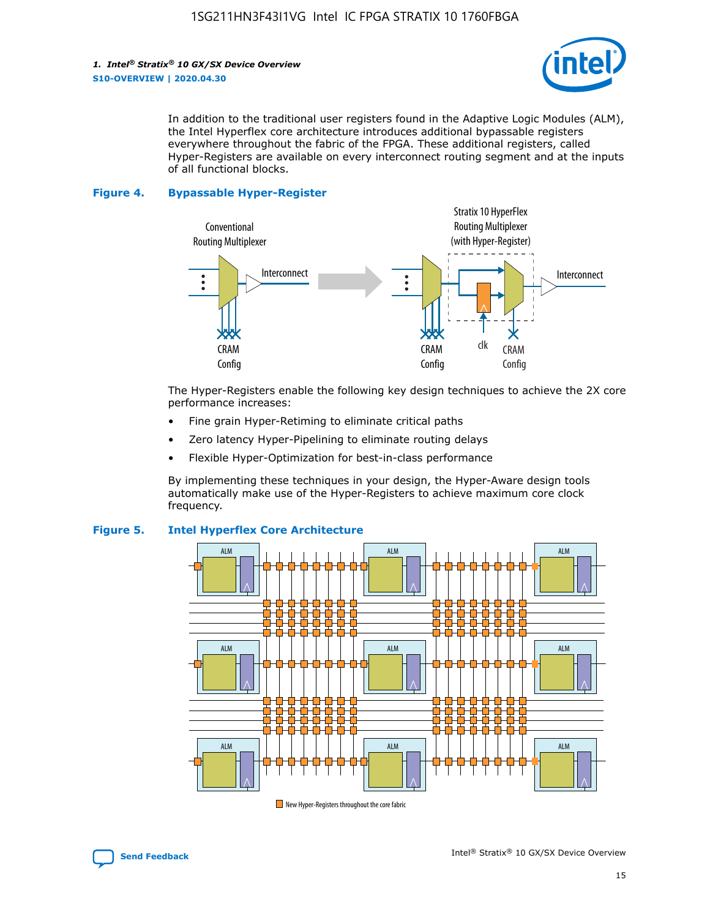In addition to the traditional user registers found in the Adaptive Logic Modules (ALM), the Intel Hyperflex core architecture introduces additional bypassable registers everywhere throughout the fabric of the FPGA. These additional registers, called Hyper-Registers are available on every interconnect routing segment and at the inputs of all functional blocks.

**Figure 4. Bypassable Hyper-Register**

Conventional Routing Multiplexer — Interconnect — CRAM Config

Stratix 10 HyperFlex Routing Multiplexer (with Hyper-Register) — Interconnect — clk — CRAM Config — CRAM Config

The Hyper-Registers enable the following key design techniques to achieve the 2X core performance increases:

- Fine grain Hyper-Retiming to eliminate critical paths
- Zero latency Hyper-Pipelining to eliminate routing delays
- Flexible Hyper-Optimization for best-in-class performance

By implementing these techniques in your design, the Hyper-Aware design tools automatically make use of the Hyper-Registers to achieve maximum core clock frequency.

**Figure 5. Intel Hyperflex Core Architecture**

ALM

New Hyper-Registers throughout the core fabric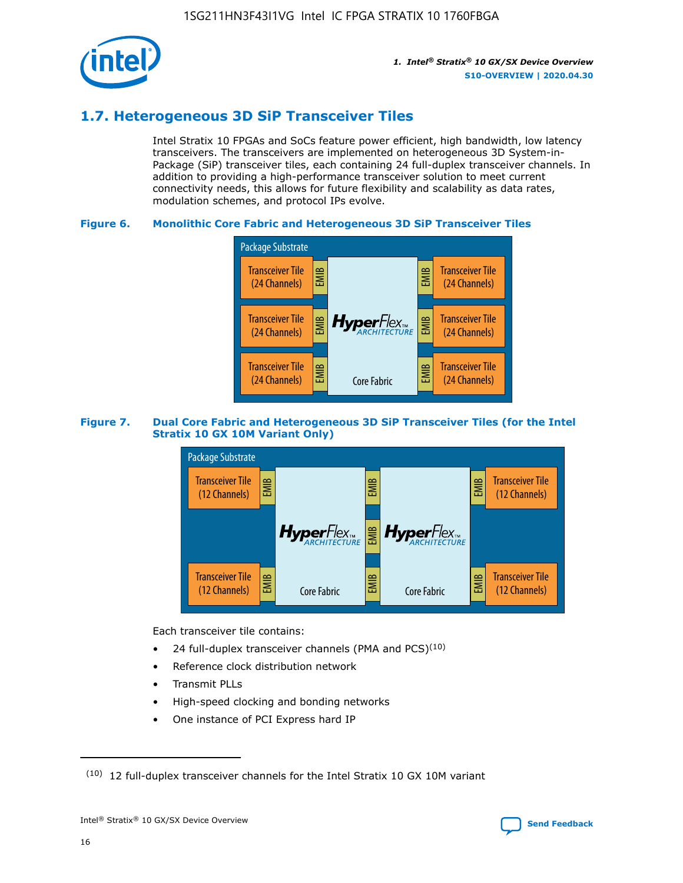## 1.7. Heterogeneous 3D SiP Transceiver Tiles

Intel Stratix 10 FPGAs and SoCs feature power efficient, high bandwidth, low latency transceivers. The transceivers are implemented on heterogeneous 3D System-in-Package (SiP) transceiver tiles, each containing 24 full-duplex transceiver channels. In addition to providing a high-performance transceiver solution to meet current connectivity needs, this allows for future flexibility and scalability as data rates, modulation schemes, and protocol IPs evolve.

**Figure 6. Monolithic Core Fabric and Heterogeneous 3D SiP Transceiver Tiles**

Package Substrate

Transceiver Tile (24 Channels) | EMIB | HyperFlex ARCHITECTURE Core Fabric | EMIB | Transceiver Tile (24 Channels)

Transceiver Tile (24 Channels) | EMIB | | EMIB | Transceiver Tile (24 Channels)

Transceiver Tile (24 Channels) | EMIB | | EMIB | Transceiver Tile (24 Channels)

**Figure 7. Dual Core Fabric and Heterogeneous 3D SiP Transceiver Tiles (for the Intel Stratix 10 GX 10M Variant Only)**

Package Substrate

Transceiver Tile (12 Channels) | EMIB | HyperFlex ARCHITECTURE Core Fabric | EMIB | HyperFlex ARCHITECTURE Core Fabric | EMIB | Transceiver Tile (12 Channels)

Transceiver Tile (12 Channels) | EMIB | | EMIB | | EMIB | Transceiver Tile (12 Channels)

Each transceiver tile contains:

- 24 full-duplex transceiver channels (PMA and PCS)[10]
- Reference clock distribution network
- Transmit PLLs
- High-speed clocking and bonding networks
- One instance of PCI Express hard IP

(10) 12 full-duplex transceiver channels for the Intel Stratix 10 GX 10M variant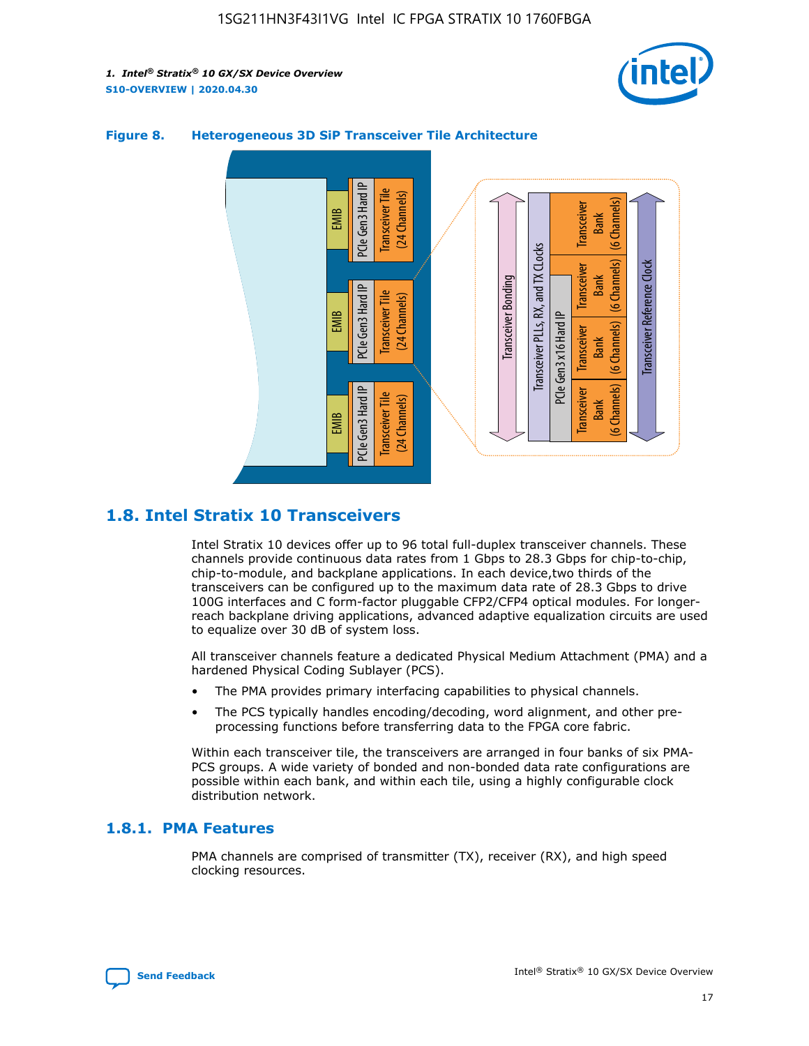**Figure 8. Heterogeneous 3D SiP Transceiver Tile Architecture**

## 1.8. Intel Stratix 10 Transceivers

Intel Stratix 10 devices offer up to 96 total full-duplex transceiver channels. These channels provide continuous data rates from 1 Gbps to 28.3 Gbps for chip-to-chip, chip-to-module, and backplane applications. In each device,two thirds of the transceivers can be configured up to the maximum data rate of 28.3 Gbps to drive 100G interfaces and C form-factor pluggable CFP2/CFP4 optical modules. For longer-reach backplane driving applications, advanced adaptive equalization circuits are used to equalize over 30 dB of system loss.

All transceiver channels feature a dedicated Physical Medium Attachment (PMA) and a hardened Physical Coding Sublayer (PCS).

- The PMA provides primary interfacing capabilities to physical channels.
- The PCS typically handles encoding/decoding, word alignment, and other pre-processing functions before transferring data to the FPGA core fabric.

Within each transceiver tile, the transceivers are arranged in four banks of six PMA-PCS groups. A wide variety of bonded and non-bonded data rate configurations are possible within each bank, and within each tile, using a highly configurable clock distribution network.

### 1.8.1. PMA Features

PMA channels are comprised of transmitter (TX), receiver (RX), and high speed clocking resources.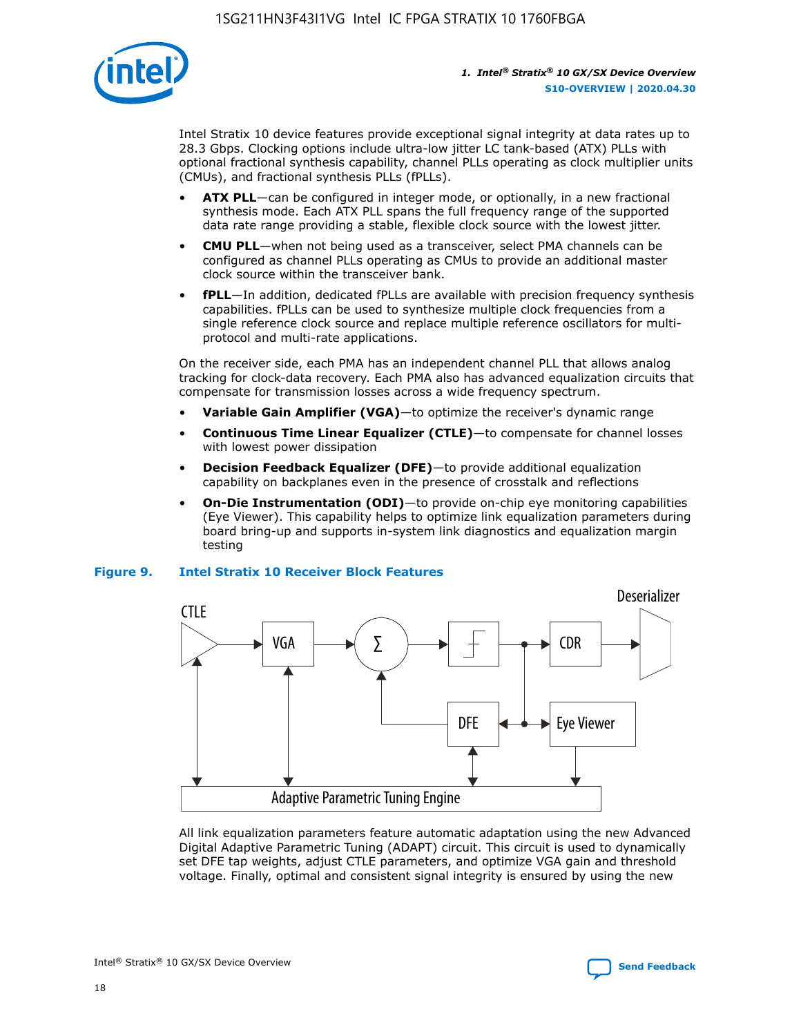Intel Stratix 10 device features provide exceptional signal integrity at data rates up to 28.3 Gbps. Clocking options include ultra-low jitter LC tank-based (ATX) PLLs with optional fractional synthesis capability, channel PLLs operating as clock multiplier units (CMUs), and fractional synthesis PLLs (fPLLs).

- **ATX PLL**—can be configured in integer mode, or optionally, in a new fractional synthesis mode. Each ATX PLL spans the full frequency range of the supported data rate range providing a stable, flexible clock source with the lowest jitter.
- **CMU PLL**—when not being used as a transceiver, select PMA channels can be configured as channel PLLs operating as CMUs to provide an additional master clock source within the transceiver bank.
- **fPLL**—In addition, dedicated fPLLs are available with precision frequency synthesis capabilities. fPLLs can be used to synthesize multiple clock frequencies from a single reference clock source and replace multiple reference oscillators for multi-protocol and multi-rate applications.

On the receiver side, each PMA has an independent channel PLL that allows analog tracking for clock-data recovery. Each PMA also has advanced equalization circuits that compensate for transmission losses across a wide frequency spectrum.

- **Variable Gain Amplifier (VGA)**—to optimize the receiver's dynamic range
- **Continuous Time Linear Equalizer (CTLE)**—to compensate for channel losses with lowest power dissipation
- **Decision Feedback Equalizer (DFE)**—to provide additional equalization capability on backplanes even in the presence of crosstalk and reflections
- **On-Die Instrumentation (ODI)**—to provide on-chip eye monitoring capabilities (Eye Viewer). This capability helps to optimize link equalization parameters during board bring-up and supports in-system link diagnostics and equalization margin testing

**Figure 9. Intel Stratix 10 Receiver Block Features**

All link equalization parameters feature automatic adaptation using the new Advanced Digital Adaptive Parametric Tuning (ADAPT) circuit. This circuit is used to dynamically set DFE tap weights, adjust CTLE parameters, and optimize VGA gain and threshold voltage. Finally, optimal and consistent signal integrity is ensured by using the new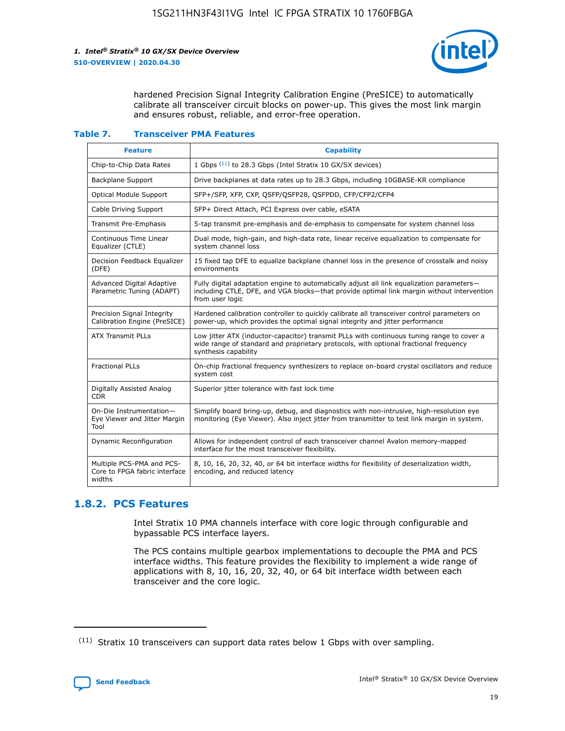hardened Precision Signal Integrity Calibration Engine (PreSICE) to automatically calibrate all transceiver circuit blocks on power-up. This gives the most link margin and ensures robust, reliable, and error-free operation.

**Table 7. Transceiver PMA Features**

| Feature | Capability |
|---|---|
| Chip-to-Chip Data Rates | 1 Gbps [11] to 28.3 Gbps (Intel Stratix 10 GX/SX devices) |
| Backplane Support | Drive backplanes at data rates up to 28.3 Gbps, including 10GBASE-KR compliance |
| Optical Module Support | SFP+/SFP, XFP, CXP, QSFP/QSFP28, QSFPDD, CFP/CFP2/CFP4 |
| Cable Driving Support | SFP+ Direct Attach, PCI Express over cable, eSATA |
| Transmit Pre-Emphasis | 5-tap transmit pre-emphasis and de-emphasis to compensate for system channel loss |
| Continuous Time Linear Equalizer (CTLE) | Dual mode, high-gain, and high-data rate, linear receive equalization to compensate for system channel loss |
| Decision Feedback Equalizer (DFE) | 15 fixed tap DFE to equalize backplane channel loss in the presence of crosstalk and noisy environments |
| Advanced Digital Adaptive Parametric Tuning (ADAPT) | Fully digital adaptation engine to automatically adjust all link equalization parameters—including CTLE, DFE, and VGA blocks—that provide optimal link margin without intervention from user logic |
| Precision Signal Integrity Calibration Engine (PreSICE) | Hardened calibration controller to quickly calibrate all transceiver control parameters on power-up, which provides the optimal signal integrity and jitter performance |
| ATX Transmit PLLs | Low jitter ATX (inductor-capacitor) transmit PLLs with continuous tuning range to cover a wide range of standard and proprietary protocols, with optional fractional frequency synthesis capability |
| Fractional PLLs | On-chip fractional frequency synthesizers to replace on-board crystal oscillators and reduce system cost |
| Digitally Assisted Analog CDR | Superior jitter tolerance with fast lock time |
| On-Die Instrumentation—Eye Viewer and Jitter Margin Tool | Simplify board bring-up, debug, and diagnostics with non-intrusive, high-resolution eye monitoring (Eye Viewer). Also inject jitter from transmitter to test link margin in system. |
| Dynamic Reconfiguration | Allows for independent control of each transceiver channel Avalon memory-mapped interface for the most transceiver flexibility. |
| Multiple PCS-PMA and PCS-Core to FPGA fabric interface widths | 8, 10, 16, 20, 32, 40, or 64 bit interface widths for flexibility of deserialization width, encoding, and reduced latency |

## 1.8.2. PCS Features

Intel Stratix 10 PMA channels interface with core logic through configurable and bypassable PCS interface layers.

The PCS contains multiple gearbox implementations to decouple the PMA and PCS interface widths. This feature provides the flexibility to implement a wide range of applications with 8, 10, 16, 20, 32, 40, or 64 bit interface width between each transceiver and the core logic.

[11] Stratix 10 transceivers can support data rates below 1 Gbps with over sampling.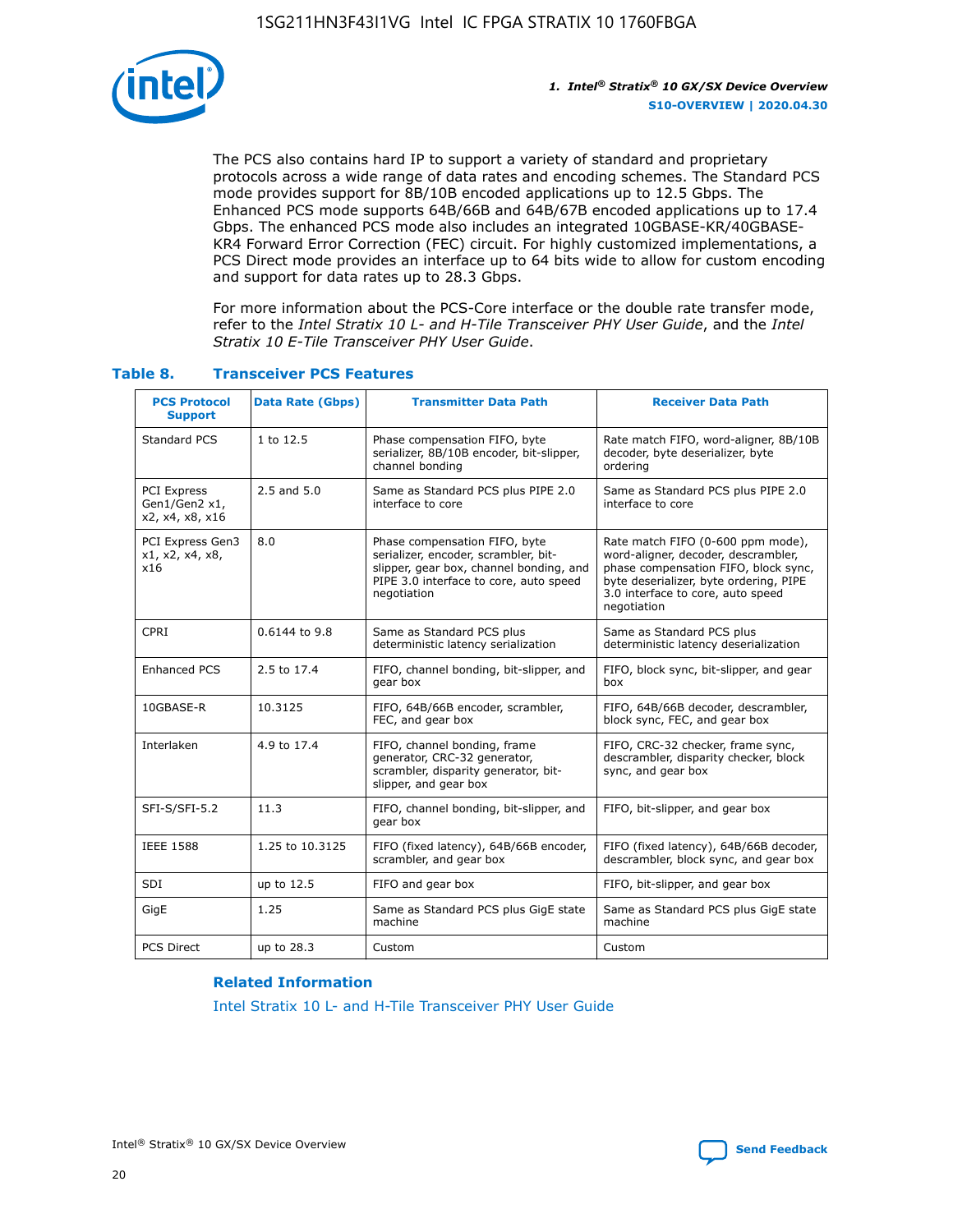The PCS also contains hard IP to support a variety of standard and proprietary protocols across a wide range of data rates and encoding schemes. The Standard PCS mode provides support for 8B/10B encoded applications up to 12.5 Gbps. The Enhanced PCS mode supports 64B/66B and 64B/67B encoded applications up to 17.4 Gbps. The enhanced PCS mode also includes an integrated 10GBASE-KR/40GBASE-KR4 Forward Error Correction (FEC) circuit. For highly customized implementations, a PCS Direct mode provides an interface up to 64 bits wide to allow for custom encoding and support for data rates up to 28.3 Gbps.

For more information about the PCS-Core interface or the double rate transfer mode, refer to the *Intel Stratix 10 L- and H-Tile Transceiver PHY User Guide*, and the *Intel Stratix 10 E-Tile Transceiver PHY User Guide*.

### Table 8. Transceiver PCS Features

| PCS Protocol Support | Data Rate (Gbps) | Transmitter Data Path | Receiver Data Path |
|---|---|---|---|
| Standard PCS | 1 to 12.5 | Phase compensation FIFO, byte serializer, 8B/10B encoder, bit-slipper, channel bonding | Rate match FIFO, word-aligner, 8B/10B decoder, byte deserializer, byte ordering |
| PCI Express Gen1/Gen2 x1, x2, x4, x8, x16 | 2.5 and 5.0 | Same as Standard PCS plus PIPE 2.0 interface to core | Same as Standard PCS plus PIPE 2.0 interface to core |
| PCI Express Gen3 x1, x2, x4, x8, x16 | 8.0 | Phase compensation FIFO, byte serializer, encoder, scrambler, bit-slipper, gear box, channel bonding, and PIPE 3.0 interface to core, auto speed negotiation | Rate match FIFO (0-600 ppm mode), word-aligner, decoder, descrambler, phase compensation FIFO, block sync, byte deserializer, byte ordering, PIPE 3.0 interface to core, auto speed negotiation |
| CPRI | 0.6144 to 9.8 | Same as Standard PCS plus deterministic latency serialization | Same as Standard PCS plus deterministic latency deserialization |
| Enhanced PCS | 2.5 to 17.4 | FIFO, channel bonding, bit-slipper, and gear box | FIFO, block sync, bit-slipper, and gear box |
| 10GBASE-R | 10.3125 | FIFO, 64B/66B encoder, scrambler, FEC, and gear box | FIFO, 64B/66B decoder, descrambler, block sync, FEC, and gear box |
| Interlaken | 4.9 to 17.4 | FIFO, channel bonding, frame generator, CRC-32 generator, scrambler, disparity generator, bit-slipper, and gear box | FIFO, CRC-32 checker, frame sync, descrambler, disparity checker, block sync, and gear box |
| SFI-S/SFI-5.2 | 11.3 | FIFO, channel bonding, bit-slipper, and gear box | FIFO, bit-slipper, and gear box |
| IEEE 1588 | 1.25 to 10.3125 | FIFO (fixed latency), 64B/66B encoder, scrambler, and gear box | FIFO (fixed latency), 64B/66B decoder, descrambler, block sync, and gear box |
| SDI | up to 12.5 | FIFO and gear box | FIFO, bit-slipper, and gear box |
| GigE | 1.25 | Same as Standard PCS plus GigE state machine | Same as Standard PCS plus GigE state machine |
| PCS Direct | up to 28.3 | Custom | Custom |

**Related Information**

Intel Stratix 10 L- and H-Tile Transceiver PHY User Guide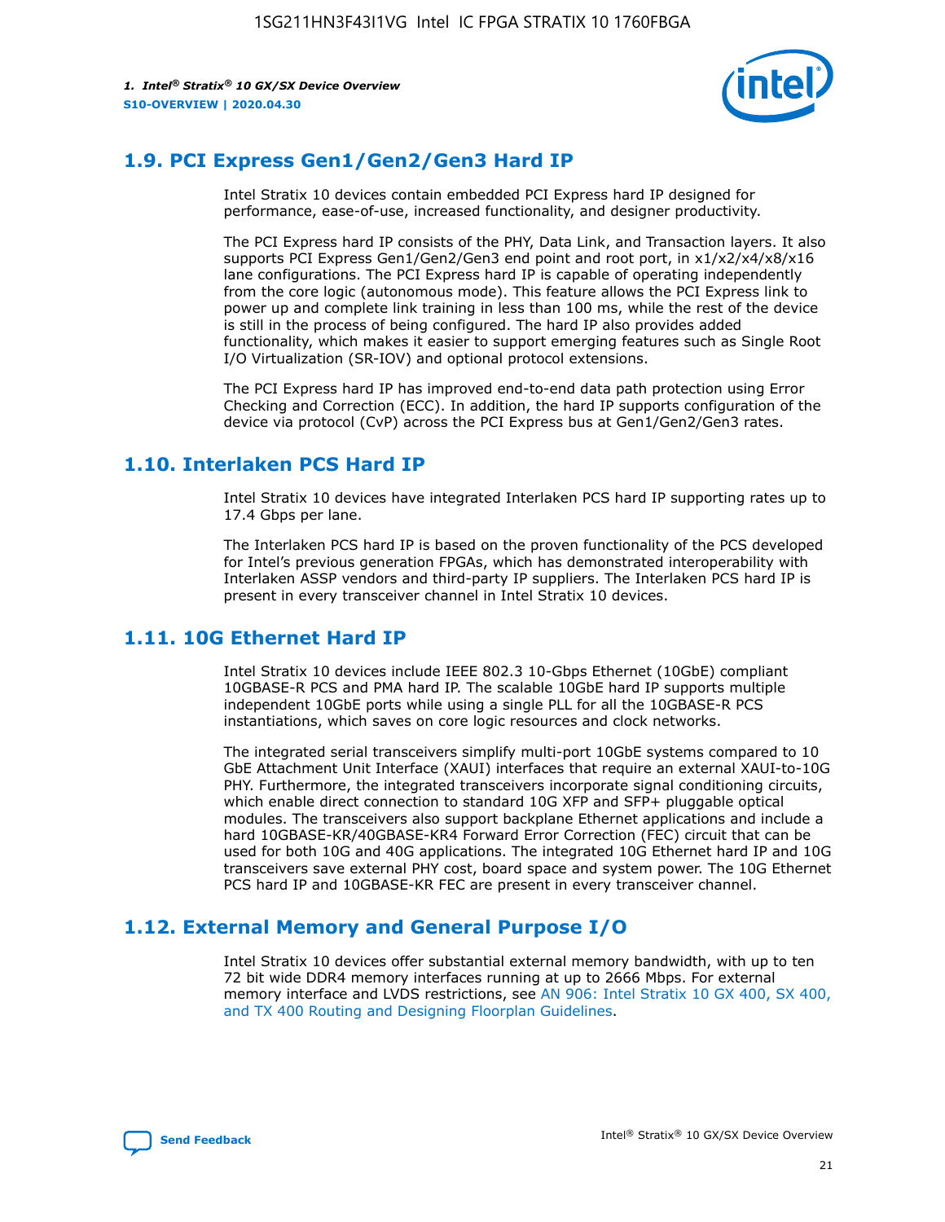## 1.9. PCI Express Gen1/Gen2/Gen3 Hard IP

Intel Stratix 10 devices contain embedded PCI Express hard IP designed for performance, ease-of-use, increased functionality, and designer productivity.

The PCI Express hard IP consists of the PHY, Data Link, and Transaction layers. It also supports PCI Express Gen1/Gen2/Gen3 end point and root port, in x1/x2/x4/x8/x16 lane configurations. The PCI Express hard IP is capable of operating independently from the core logic (autonomous mode). This feature allows the PCI Express link to power up and complete link training in less than 100 ms, while the rest of the device is still in the process of being configured. The hard IP also provides added functionality, which makes it easier to support emerging features such as Single Root I/O Virtualization (SR-IOV) and optional protocol extensions.

The PCI Express hard IP has improved end-to-end data path protection using Error Checking and Correction (ECC). In addition, the hard IP supports configuration of the device via protocol (CvP) across the PCI Express bus at Gen1/Gen2/Gen3 rates.

## 1.10. Interlaken PCS Hard IP

Intel Stratix 10 devices have integrated Interlaken PCS hard IP supporting rates up to 17.4 Gbps per lane.

The Interlaken PCS hard IP is based on the proven functionality of the PCS developed for Intel's previous generation FPGAs, which has demonstrated interoperability with Interlaken ASSP vendors and third-party IP suppliers. The Interlaken PCS hard IP is present in every transceiver channel in Intel Stratix 10 devices.

## 1.11. 10G Ethernet Hard IP

Intel Stratix 10 devices include IEEE 802.3 10-Gbps Ethernet (10GbE) compliant 10GBASE-R PCS and PMA hard IP. The scalable 10GbE hard IP supports multiple independent 10GbE ports while using a single PLL for all the 10GBASE-R PCS instantiations, which saves on core logic resources and clock networks.

The integrated serial transceivers simplify multi-port 10GbE systems compared to 10 GbE Attachment Unit Interface (XAUI) interfaces that require an external XAUI-to-10G PHY. Furthermore, the integrated transceivers incorporate signal conditioning circuits, which enable direct connection to standard 10G XFP and SFP+ pluggable optical modules. The transceivers also support backplane Ethernet applications and include a hard 10GBASE-KR/40GBASE-KR4 Forward Error Correction (FEC) circuit that can be used for both 10G and 40G applications. The integrated 10G Ethernet hard IP and 10G transceivers save external PHY cost, board space and system power. The 10G Ethernet PCS hard IP and 10GBASE-KR FEC are present in every transceiver channel.

## 1.12. External Memory and General Purpose I/O

Intel Stratix 10 devices offer substantial external memory bandwidth, with up to ten 72 bit wide DDR4 memory interfaces running at up to 2666 Mbps. For external memory interface and LVDS restrictions, see AN 906: Intel Stratix 10 GX 400, SX 400, and TX 400 Routing and Designing Floorplan Guidelines.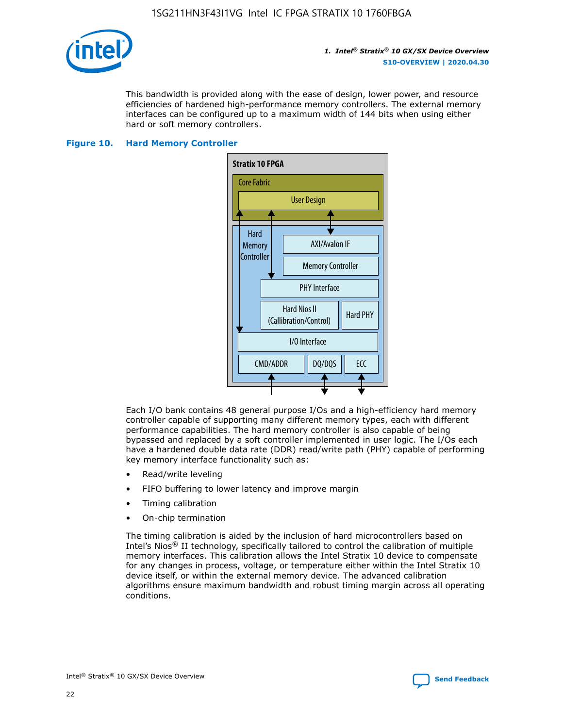This bandwidth is provided along with the ease of design, lower power, and resource efficiencies of hardened high-performance memory controllers. The external memory interfaces can be configured up to a maximum width of 144 bits when using either hard or soft memory controllers.

**Figure 10. Hard Memory Controller**

Stratix 10 FPGA

Core Fabric

User Design

Hard Memory Controller

AXI/Avalon IF

Memory Controller

PHY Interface

Hard Nios II (Callibration/Control)

Hard PHY

I/O Interface

CMD/ADDR

DQ/DQS

ECC

Each I/O bank contains 48 general purpose I/Os and a high-efficiency hard memory controller capable of supporting many different memory types, each with different performance capabilities. The hard memory controller is also capable of being bypassed and replaced by a soft controller implemented in user logic. The I/Os each have a hardened double data rate (DDR) read/write path (PHY) capable of performing key memory interface functionality such as:

- Read/write leveling
- FIFO buffering to lower latency and improve margin
- Timing calibration
- On-chip termination

The timing calibration is aided by the inclusion of hard microcontrollers based on Intel's Nios® II technology, specifically tailored to control the calibration of multiple memory interfaces. This calibration allows the Intel Stratix 10 device to compensate for any changes in process, voltage, or temperature either within the Intel Stratix 10 device itself, or within the external memory device. The advanced calibration algorithms ensure maximum bandwidth and robust timing margin across all operating conditions.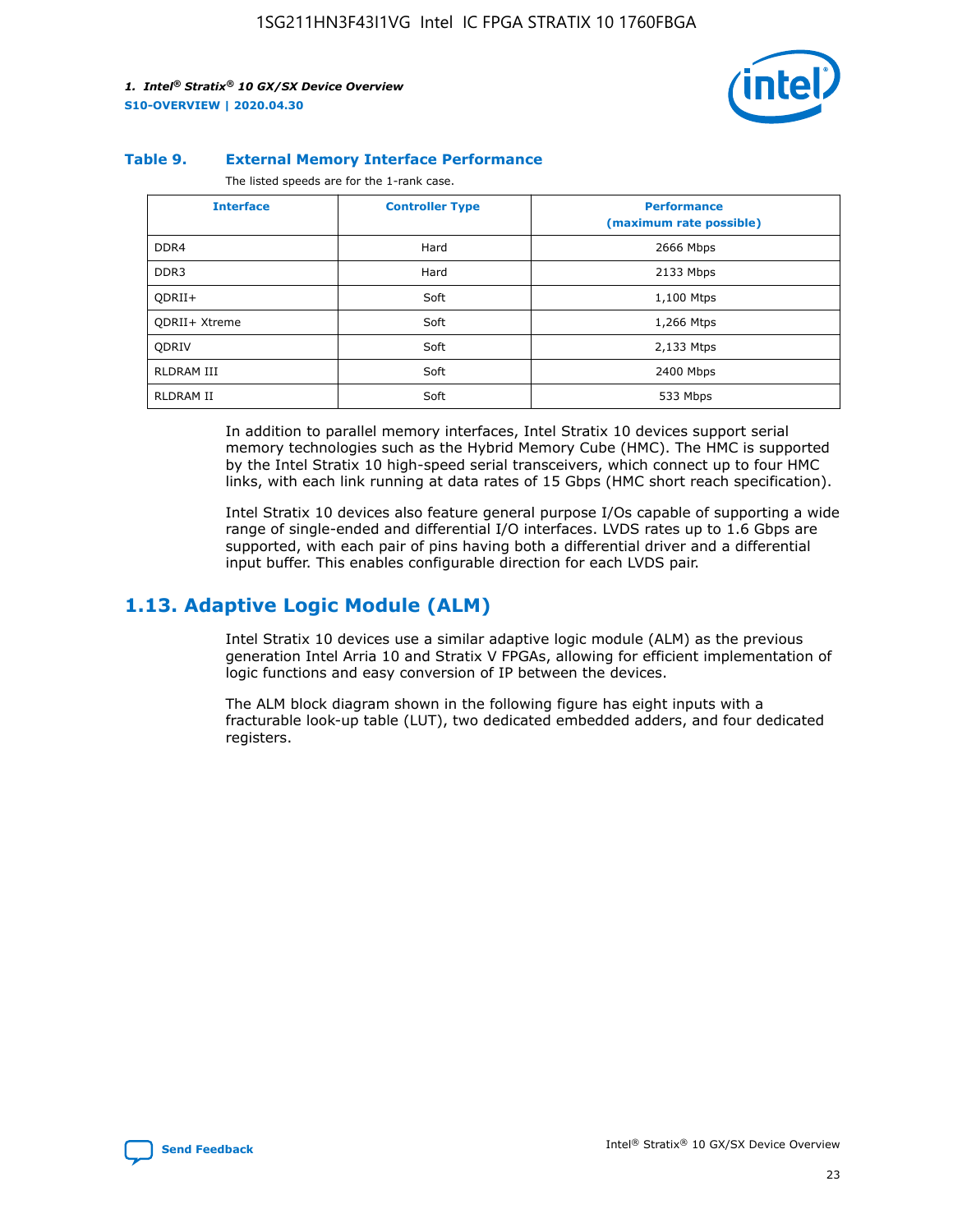**Table 9. External Memory Interface Performance**

The listed speeds are for the 1-rank case.

| Interface | Controller Type | Performance (maximum rate possible) |
|---|---|---|
| DDR4 | Hard | 2666 Mbps |
| DDR3 | Hard | 2133 Mbps |
| QDRII+ | Soft | 1,100 Mtps |
| QDRII+ Xtreme | Soft | 1,266 Mtps |
| QDRIV | Soft | 2,133 Mtps |
| RLDRAM III | Soft | 2400 Mbps |
| RLDRAM II | Soft | 533 Mbps |

In addition to parallel memory interfaces, Intel Stratix 10 devices support serial memory technologies such as the Hybrid Memory Cube (HMC). The HMC is supported by the Intel Stratix 10 high-speed serial transceivers, which connect up to four HMC links, with each link running at data rates of 15 Gbps (HMC short reach specification).

Intel Stratix 10 devices also feature general purpose I/Os capable of supporting a wide range of single-ended and differential I/O interfaces. LVDS rates up to 1.6 Gbps are supported, with each pair of pins having both a differential driver and a differential input buffer. This enables configurable direction for each LVDS pair.

## 1.13. Adaptive Logic Module (ALM)

Intel Stratix 10 devices use a similar adaptive logic module (ALM) as the previous generation Intel Arria 10 and Stratix V FPGAs, allowing for efficient implementation of logic functions and easy conversion of IP between the devices.

The ALM block diagram shown in the following figure has eight inputs with a fracturable look-up table (LUT), two dedicated embedded adders, and four dedicated registers.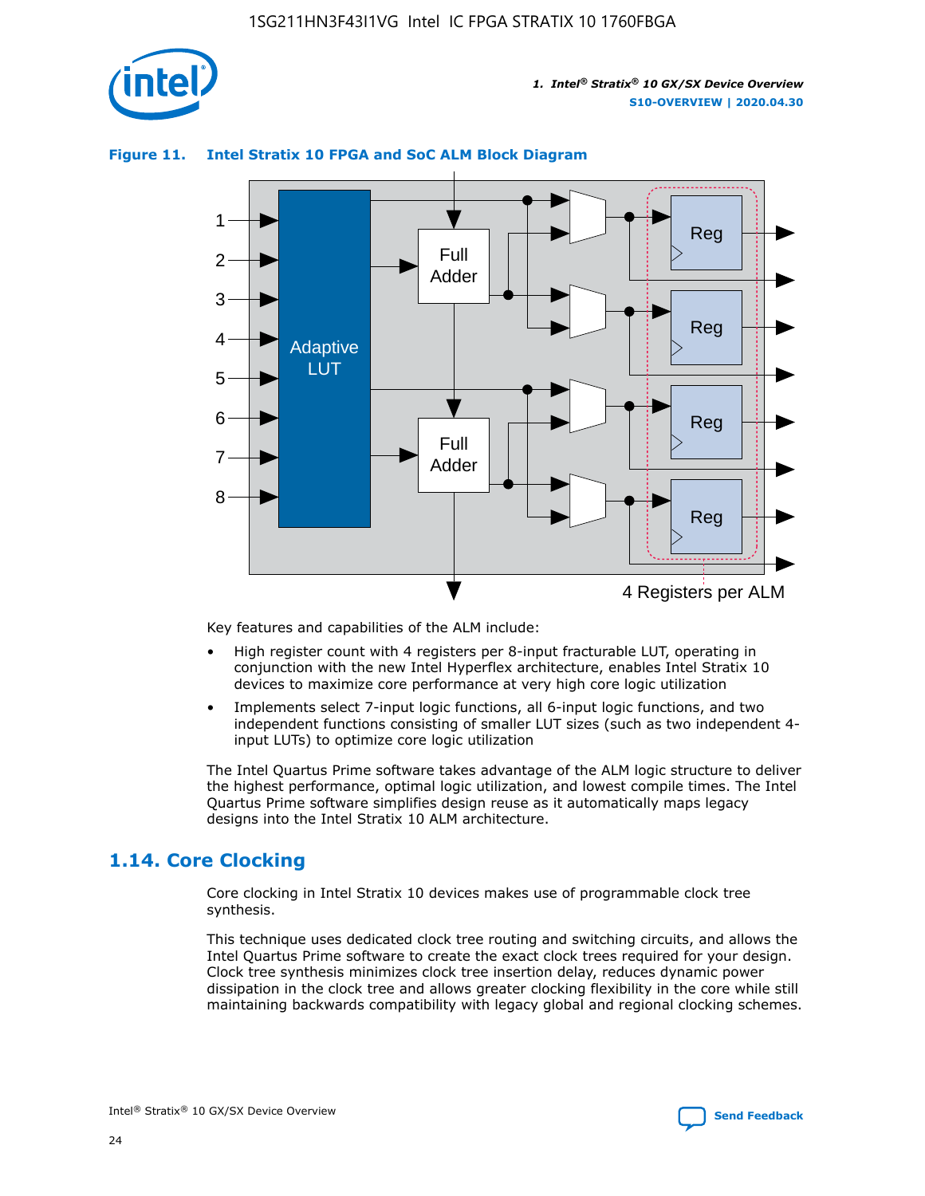**Figure 11. Intel Stratix 10 FPGA and SoC ALM Block Diagram**

Key features and capabilities of the ALM include:

- High register count with 4 registers per 8-input fracturable LUT, operating in conjunction with the new Intel Hyperflex architecture, enables Intel Stratix 10 devices to maximize core performance at very high core logic utilization
- Implements select 7-input logic functions, all 6-input logic functions, and two independent functions consisting of smaller LUT sizes (such as two independent 4-input LUTs) to optimize core logic utilization

The Intel Quartus Prime software takes advantage of the ALM logic structure to deliver the highest performance, optimal logic utilization, and lowest compile times. The Intel Quartus Prime software simplifies design reuse as it automatically maps legacy designs into the Intel Stratix 10 ALM architecture.

## 1.14. Core Clocking

Core clocking in Intel Stratix 10 devices makes use of programmable clock tree synthesis.

This technique uses dedicated clock tree routing and switching circuits, and allows the Intel Quartus Prime software to create the exact clock trees required for your design. Clock tree synthesis minimizes clock tree insertion delay, reduces dynamic power dissipation in the clock tree and allows greater clocking flexibility in the core while still maintaining backwards compatibility with legacy global and regional clocking schemes.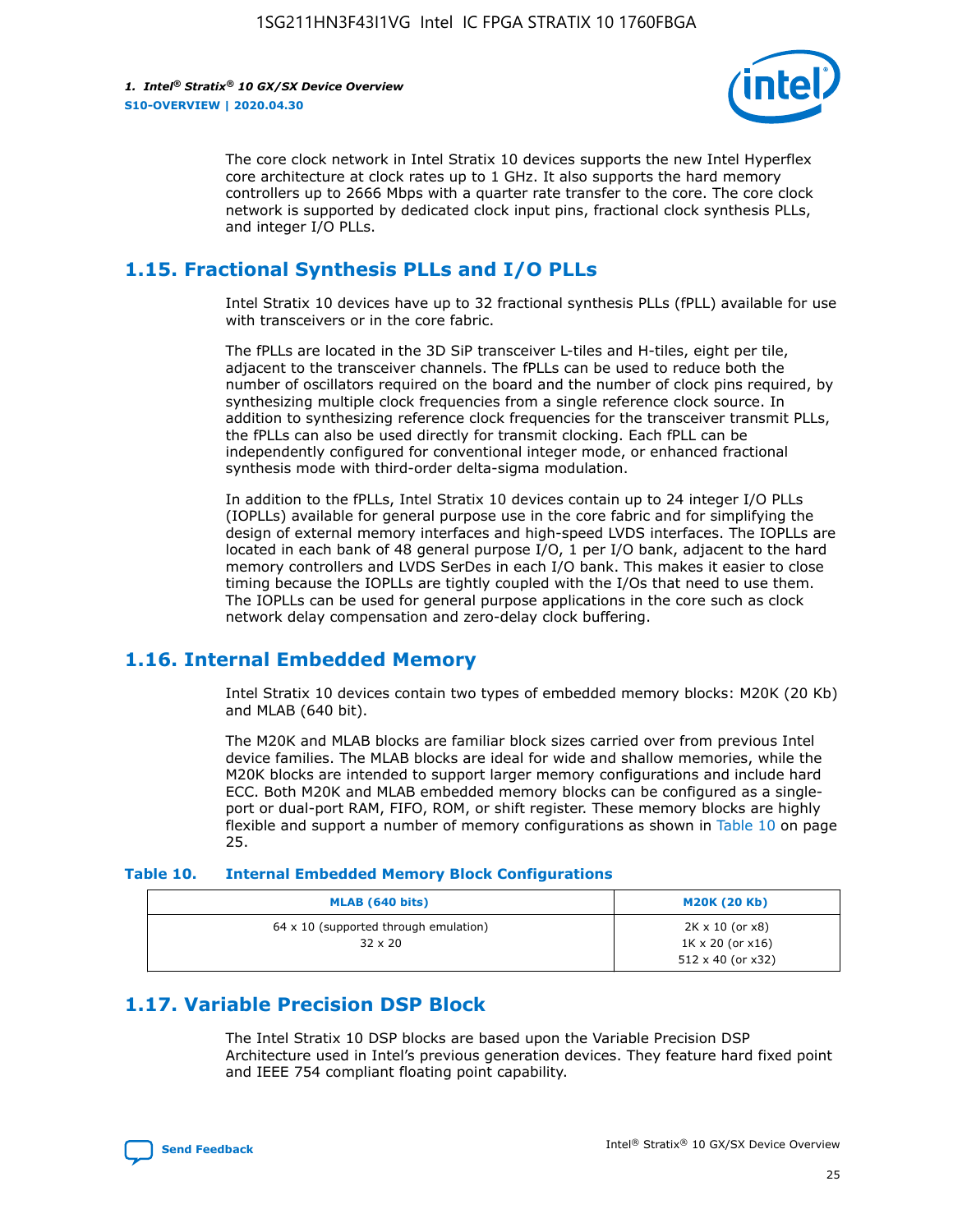The core clock network in Intel Stratix 10 devices supports the new Intel Hyperflex core architecture at clock rates up to 1 GHz. It also supports the hard memory controllers up to 2666 Mbps with a quarter rate transfer to the core. The core clock network is supported by dedicated clock input pins, fractional clock synthesis PLLs, and integer I/O PLLs.

## 1.15. Fractional Synthesis PLLs and I/O PLLs

Intel Stratix 10 devices have up to 32 fractional synthesis PLLs (fPLL) available for use with transceivers or in the core fabric.

The fPLLs are located in the 3D SiP transceiver L-tiles and H-tiles, eight per tile, adjacent to the transceiver channels. The fPLLs can be used to reduce both the number of oscillators required on the board and the number of clock pins required, by synthesizing multiple clock frequencies from a single reference clock source. In addition to synthesizing reference clock frequencies for the transceiver transmit PLLs, the fPLLs can also be used directly for transmit clocking. Each fPLL can be independently configured for conventional integer mode, or enhanced fractional synthesis mode with third-order delta-sigma modulation.

In addition to the fPLLs, Intel Stratix 10 devices contain up to 24 integer I/O PLLs (IOPLLs) available for general purpose use in the core fabric and for simplifying the design of external memory interfaces and high-speed LVDS interfaces. The IOPLLs are located in each bank of 48 general purpose I/O, 1 per I/O bank, adjacent to the hard memory controllers and LVDS SerDes in each I/O bank. This makes it easier to close timing because the IOPLLs are tightly coupled with the I/Os that need to use them. The IOPLLs can be used for general purpose applications in the core such as clock network delay compensation and zero-delay clock buffering.

## 1.16. Internal Embedded Memory

Intel Stratix 10 devices contain two types of embedded memory blocks: M20K (20 Kb) and MLAB (640 bit).

The M20K and MLAB blocks are familiar block sizes carried over from previous Intel device families. The MLAB blocks are ideal for wide and shallow memories, while the M20K blocks are intended to support larger memory configurations and include hard ECC. Both M20K and MLAB embedded memory blocks can be configured as a single-port or dual-port RAM, FIFO, ROM, or shift register. These memory blocks are highly flexible and support a number of memory configurations as shown in Table 10 on page 25.

**Table 10. Internal Embedded Memory Block Configurations**

| MLAB (640 bits) | M20K (20 Kb) |
|---|---|
| 64 x 10 (supported through emulation)<br>32 x 20 | 2K x 10 (or x8)<br>1K x 20 (or x16)<br>512 x 40 (or x32) |

## 1.17. Variable Precision DSP Block

The Intel Stratix 10 DSP blocks are based upon the Variable Precision DSP Architecture used in Intel's previous generation devices. They feature hard fixed point and IEEE 754 compliant floating point capability.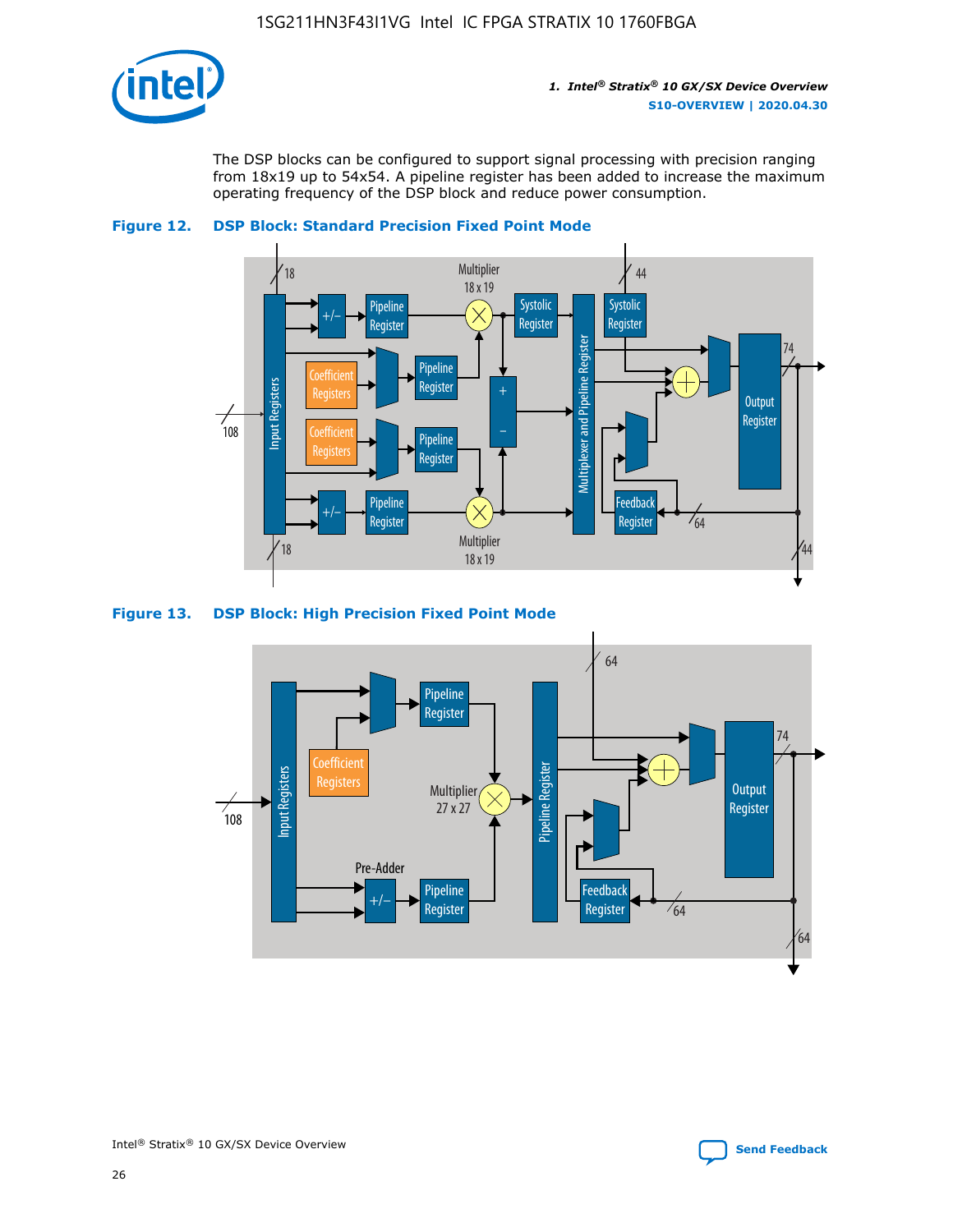The DSP blocks can be configured to support signal processing with precision ranging from 18x19 up to 54x54. A pipeline register has been added to increase the maximum operating frequency of the DSP block and reduce power consumption.

**Figure 12. DSP Block: Standard Precision Fixed Point Mode**

**Figure 13. DSP Block: High Precision Fixed Point Mode**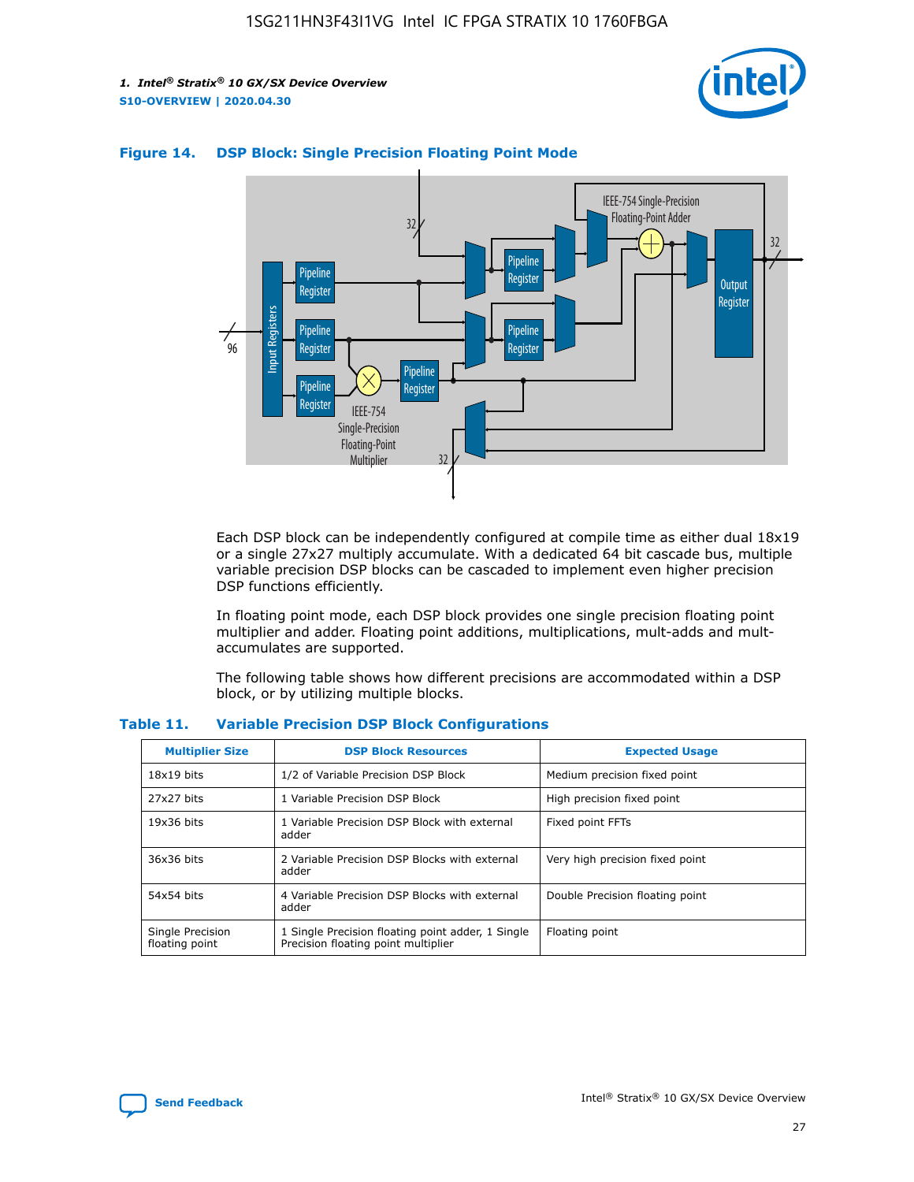**Figure 14. DSP Block: Single Precision Floating Point Mode**

Each DSP block can be independently configured at compile time as either dual 18x19 or a single 27x27 multiply accumulate. With a dedicated 64 bit cascade bus, multiple variable precision DSP blocks can be cascaded to implement even higher precision DSP functions efficiently.

In floating point mode, each DSP block provides one single precision floating point multiplier and adder. Floating point additions, multiplications, mult-adds and mult-accumulates are supported.

The following table shows how different precisions are accommodated within a DSP block, or by utilizing multiple blocks.

**Table 11. Variable Precision DSP Block Configurations**

| Multiplier Size | DSP Block Resources | Expected Usage |
|---|---|---|
| 18x19 bits | 1/2 of Variable Precision DSP Block | Medium precision fixed point |
| 27x27 bits | 1 Variable Precision DSP Block | High precision fixed point |
| 19x36 bits | 1 Variable Precision DSP Block with external adder | Fixed point FFTs |
| 36x36 bits | 2 Variable Precision DSP Blocks with external adder | Very high precision fixed point |
| 54x54 bits | 4 Variable Precision DSP Blocks with external adder | Double Precision floating point |
| Single Precision floating point | 1 Single Precision floating point adder, 1 Single Precision floating point multiplier | Floating point |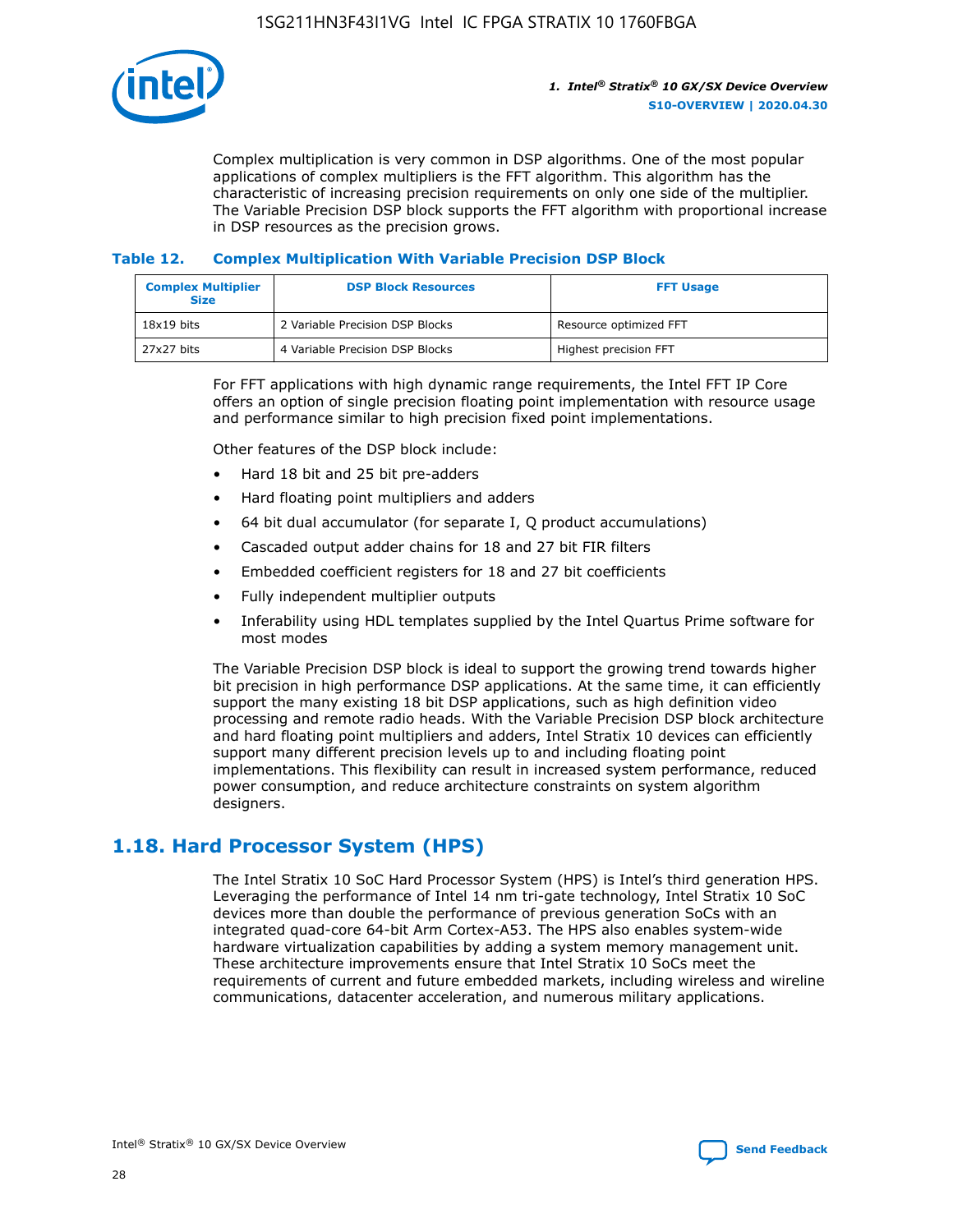Complex multiplication is very common in DSP algorithms. One of the most popular applications of complex multipliers is the FFT algorithm. This algorithm has the characteristic of increasing precision requirements on only one side of the multiplier. The Variable Precision DSP block supports the FFT algorithm with proportional increase in DSP resources as the precision grows.

### Table 12. Complex Multiplication With Variable Precision DSP Block

| Complex Multiplier Size | DSP Block Resources | FFT Usage |
|---|---|---|
| 18x19 bits | 2 Variable Precision DSP Blocks | Resource optimized FFT |
| 27x27 bits | 4 Variable Precision DSP Blocks | Highest precision FFT |

For FFT applications with high dynamic range requirements, the Intel FFT IP Core offers an option of single precision floating point implementation with resource usage and performance similar to high precision fixed point implementations.

Other features of the DSP block include:

- Hard 18 bit and 25 bit pre-adders
- Hard floating point multipliers and adders
- 64 bit dual accumulator (for separate I, Q product accumulations)
- Cascaded output adder chains for 18 and 27 bit FIR filters
- Embedded coefficient registers for 18 and 27 bit coefficients
- Fully independent multiplier outputs
- Inferability using HDL templates supplied by the Intel Quartus Prime software for most modes

The Variable Precision DSP block is ideal to support the growing trend towards higher bit precision in high performance DSP applications. At the same time, it can efficiently support the many existing 18 bit DSP applications, such as high definition video processing and remote radio heads. With the Variable Precision DSP block architecture and hard floating point multipliers and adders, Intel Stratix 10 devices can efficiently support many different precision levels up to and including floating point implementations. This flexibility can result in increased system performance, reduced power consumption, and reduce architecture constraints on system algorithm designers.

## 1.18. Hard Processor System (HPS)

The Intel Stratix 10 SoC Hard Processor System (HPS) is Intel's third generation HPS. Leveraging the performance of Intel 14 nm tri-gate technology, Intel Stratix 10 SoC devices more than double the performance of previous generation SoCs with an integrated quad-core 64-bit Arm Cortex-A53. The HPS also enables system-wide hardware virtualization capabilities by adding a system memory management unit. These architecture improvements ensure that Intel Stratix 10 SoCs meet the requirements of current and future embedded markets, including wireless and wireline communications, datacenter acceleration, and numerous military applications.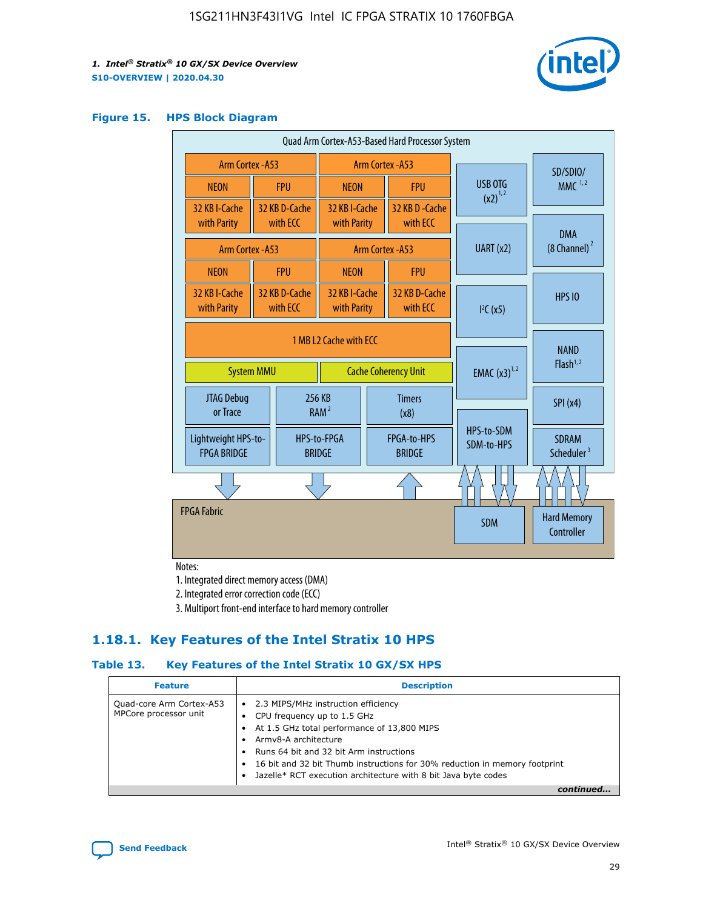**Figure 15. HPS Block Diagram**

Quad Arm Cortex-A53-Based Hard Processor System

| Arm Cortex -A53 | | Arm Cortex -A53 | |
|---|---|---|---|
| NEON | FPU | NEON | FPU |
| 32 KB I-Cache with Parity | 32 KB D-Cache with ECC | 32 KB I-Cache with Parity | 32 KB D -Cache with ECC |

| Arm Cortex -A53 | | Arm Cortex -A53 | |
|---|---|---|---|
| NEON | FPU | NEON | FPU |
| 32 KB I-Cache with Parity | 32 KB D-Cache with ECC | 32 KB I-Cache with Parity | 32 KB D-Cache with ECC |

1 MB L2 Cache with ECC

System MMU | Cache Coherency Unit

JTAG Debug or Trace | 256 KB RAM [2] | Timers (x8)

Lightweight HPS-to-FPGA BRIDGE | HPS-to-FPGA BRIDGE | FPGA-to-HPS BRIDGE

USB OTG (x2) [1,2] | UART (x2) | I²C (x5) | EMAC (x3) [1,2] | HPS-to-SDM SDM-to-HPS

SD/SDIO/MMC [1,2] | DMA (8 Channel) [2] | HPS IO | NAND Flash [1,2] | SPI (x4) | SDRAM Scheduler [3]

FPGA Fabric | SDM | Hard Memory Controller

Notes:
1. Integrated direct memory access (DMA)
2. Integrated error correction code (ECC)
3. Multiport front-end interface to hard memory controller

### 1.18.1. Key Features of the Intel Stratix 10 HPS

**Table 13. Key Features of the Intel Stratix 10 GX/SX HPS**

| Feature | Description |
|---|---|
| Quad-core Arm Cortex-A53 MPCore processor unit | • 2.3 MIPS/MHz instruction efficiency<br>• CPU frequency up to 1.5 GHz<br>• At 1.5 GHz total performance of 13,800 MIPS<br>• Armv8-A architecture<br>• Runs 64 bit and 32 bit Arm instructions<br>• 16 bit and 32 bit Thumb instructions for 30% reduction in memory footprint<br>• Jazelle* RCT execution architecture with 8 bit Java byte codes |

*continued...*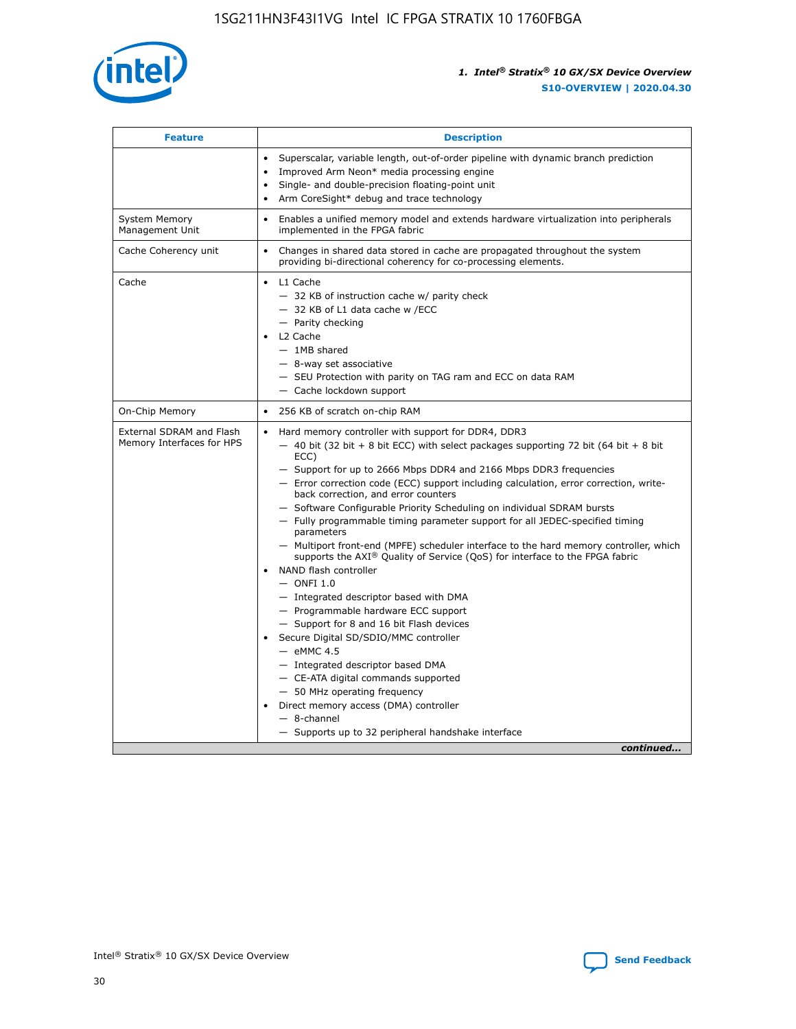| Feature | Description |
| --- | --- |
| | • Superscalar, variable length, out-of-order pipeline with dynamic branch prediction<br>• Improved Arm Neon* media processing engine<br>• Single- and double-precision floating-point unit<br>• Arm CoreSight* debug and trace technology |
| System Memory Management Unit | • Enables a unified memory model and extends hardware virtualization into peripherals implemented in the FPGA fabric |
| Cache Coherency unit | • Changes in shared data stored in cache are propagated throughout the system providing bi-directional coherency for co-processing elements. |
| Cache | • L1 Cache<br>— 32 KB of instruction cache w/ parity check<br>— 32 KB of L1 data cache w /ECC<br>— Parity checking<br>• L2 Cache<br>— 1MB shared<br>— 8-way set associative<br>— SEU Protection with parity on TAG ram and ECC on data RAM<br>— Cache lockdown support |
| On-Chip Memory | • 256 KB of scratch on-chip RAM |
| External SDRAM and Flash Memory Interfaces for HPS | • Hard memory controller with support for DDR4, DDR3<br>— 40 bit (32 bit + 8 bit ECC) with select packages supporting 72 bit (64 bit + 8 bit ECC)<br>— Support for up to 2666 Mbps DDR4 and 2166 Mbps DDR3 frequencies<br>— Error correction code (ECC) support including calculation, error correction, write-back correction, and error counters<br>— Software Configurable Priority Scheduling on individual SDRAM bursts<br>— Fully programmable timing parameter support for all JEDEC-specified timing parameters<br>— Multiport front-end (MPFE) scheduler interface to the hard memory controller, which supports the AXI® Quality of Service (QoS) for interface to the FPGA fabric<br>• NAND flash controller<br>— ONFI 1.0<br>— Integrated descriptor based with DMA<br>— Programmable hardware ECC support<br>— Support for 8 and 16 bit Flash devices<br>• Secure Digital SD/SDIO/MMC controller<br>— eMMC 4.5<br>— Integrated descriptor based DMA<br>— CE-ATA digital commands supported<br>— 50 MHz operating frequency<br>• Direct memory access (DMA) controller<br>— 8-channel<br>— Supports up to 32 peripheral handshake interface |

*continued...*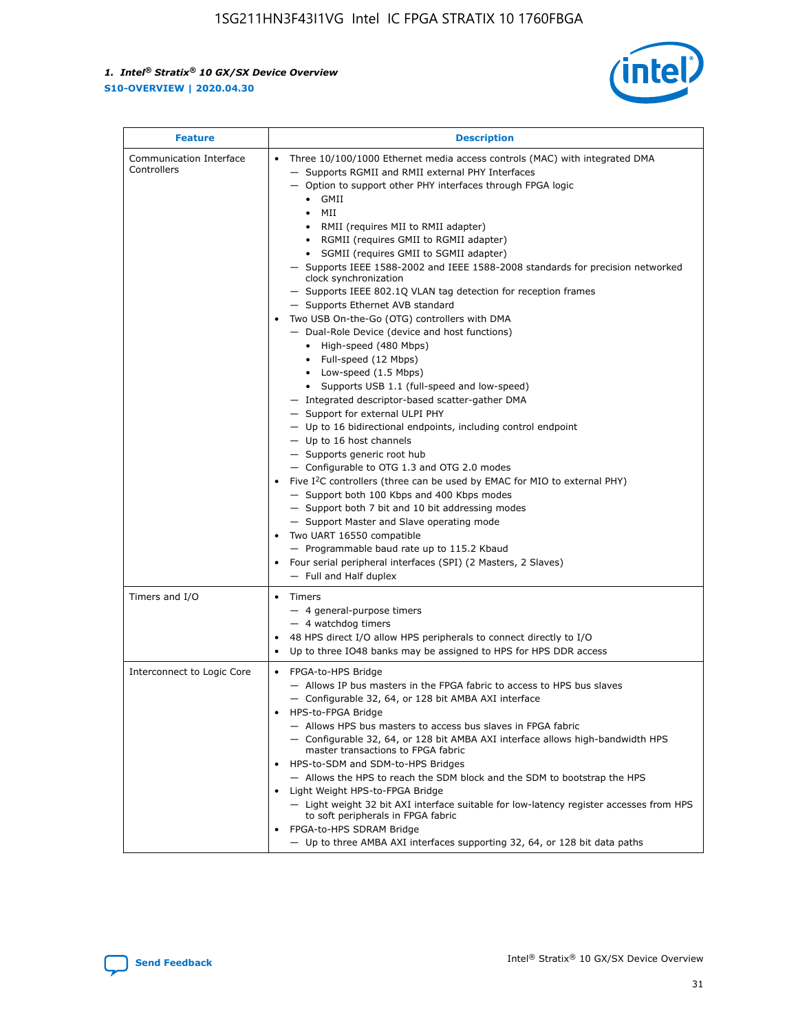| Feature | Description |
| --- | --- |
| Communication Interface Controllers | • Three 10/100/1000 Ethernet media access controls (MAC) with integrated DMA<br>— Supports RGMII and RMII external PHY Interfaces<br>— Option to support other PHY interfaces through FPGA logic<br>• GMII<br>• MII<br>• RMII (requires MII to RMII adapter)<br>• RGMII (requires GMII to RGMII adapter)<br>• SGMII (requires GMII to SGMII adapter)<br>— Supports IEEE 1588-2002 and IEEE 1588-2008 standards for precision networked clock synchronization<br>— Supports IEEE 802.1Q VLAN tag detection for reception frames<br>— Supports Ethernet AVB standard<br>• Two USB On-the-Go (OTG) controllers with DMA<br>— Dual-Role Device (device and host functions)<br>• High-speed (480 Mbps)<br>• Full-speed (12 Mbps)<br>• Low-speed (1.5 Mbps)<br>• Supports USB 1.1 (full-speed and low-speed)<br>— Integrated descriptor-based scatter-gather DMA<br>— Support for external ULPI PHY<br>— Up to 16 bidirectional endpoints, including control endpoint<br>— Up to 16 host channels<br>— Supports generic root hub<br>— Configurable to OTG 1.3 and OTG 2.0 modes<br>• Five I$^2$C controllers (three can be used by EMAC for MIO to external PHY)<br>— Support both 100 Kbps and 400 Kbps modes<br>— Support both 7 bit and 10 bit addressing modes<br>— Support Master and Slave operating mode<br>• Two UART 16550 compatible<br>— Programmable baud rate up to 115.2 Kbaud<br>• Four serial peripheral interfaces (SPI) (2 Masters, 2 Slaves)<br>— Full and Half duplex |
| Timers and I/O | • Timers<br>— 4 general-purpose timers<br>— 4 watchdog timers<br>• 48 HPS direct I/O allow HPS peripherals to connect directly to I/O<br>• Up to three IO48 banks may be assigned to HPS for HPS DDR access |
| Interconnect to Logic Core | • FPGA-to-HPS Bridge<br>— Allows IP bus masters in the FPGA fabric to access to HPS bus slaves<br>— Configurable 32, 64, or 128 bit AMBA AXI interface<br>• HPS-to-FPGA Bridge<br>— Allows HPS bus masters to access bus slaves in FPGA fabric<br>— Configurable 32, 64, or 128 bit AMBA AXI interface allows high-bandwidth HPS master transactions to FPGA fabric<br>• HPS-to-SDM and SDM-to-HPS Bridges<br>— Allows the HPS to reach the SDM block and the SDM to bootstrap the HPS<br>• Light Weight HPS-to-FPGA Bridge<br>— Light weight 32 bit AXI interface suitable for low-latency register accesses from HPS to soft peripherals in FPGA fabric<br>• FPGA-to-HPS SDRAM Bridge<br>— Up to three AMBA AXI interfaces supporting 32, 64, or 128 bit data paths |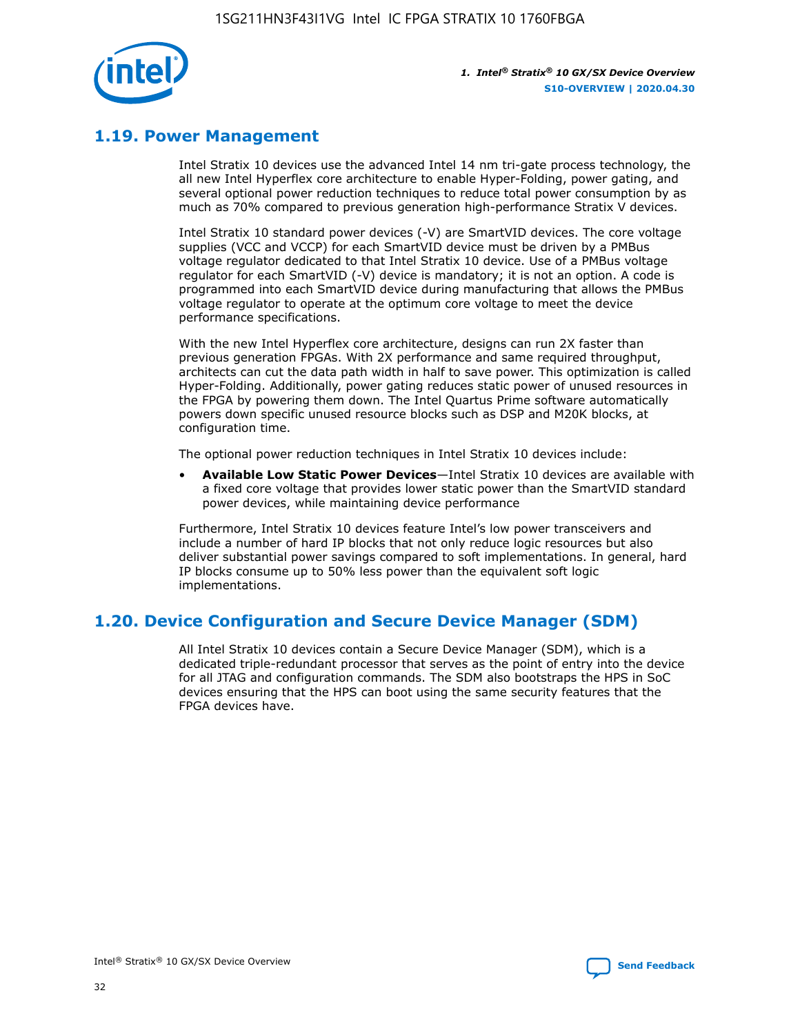## 1.19. Power Management

Intel Stratix 10 devices use the advanced Intel 14 nm tri-gate process technology, the all new Intel Hyperflex core architecture to enable Hyper-Folding, power gating, and several optional power reduction techniques to reduce total power consumption by as much as 70% compared to previous generation high-performance Stratix V devices.

Intel Stratix 10 standard power devices (-V) are SmartVID devices. The core voltage supplies (VCC and VCCP) for each SmartVID device must be driven by a PMBus voltage regulator dedicated to that Intel Stratix 10 device. Use of a PMBus voltage regulator for each SmartVID (-V) device is mandatory; it is not an option. A code is programmed into each SmartVID device during manufacturing that allows the PMBus voltage regulator to operate at the optimum core voltage to meet the device performance specifications.

With the new Intel Hyperflex core architecture, designs can run 2X faster than previous generation FPGAs. With 2X performance and same required throughput, architects can cut the data path width in half to save power. This optimization is called Hyper-Folding. Additionally, power gating reduces static power of unused resources in the FPGA by powering them down. The Intel Quartus Prime software automatically powers down specific unused resource blocks such as DSP and M20K blocks, at configuration time.

The optional power reduction techniques in Intel Stratix 10 devices include:

- **Available Low Static Power Devices**—Intel Stratix 10 devices are available with a fixed core voltage that provides lower static power than the SmartVID standard power devices, while maintaining device performance

Furthermore, Intel Stratix 10 devices feature Intel's low power transceivers and include a number of hard IP blocks that not only reduce logic resources but also deliver substantial power savings compared to soft implementations. In general, hard IP blocks consume up to 50% less power than the equivalent soft logic implementations.

## 1.20. Device Configuration and Secure Device Manager (SDM)

All Intel Stratix 10 devices contain a Secure Device Manager (SDM), which is a dedicated triple-redundant processor that serves as the point of entry into the device for all JTAG and configuration commands. The SDM also bootstraps the HPS in SoC devices ensuring that the HPS can boot using the same security features that the FPGA devices have.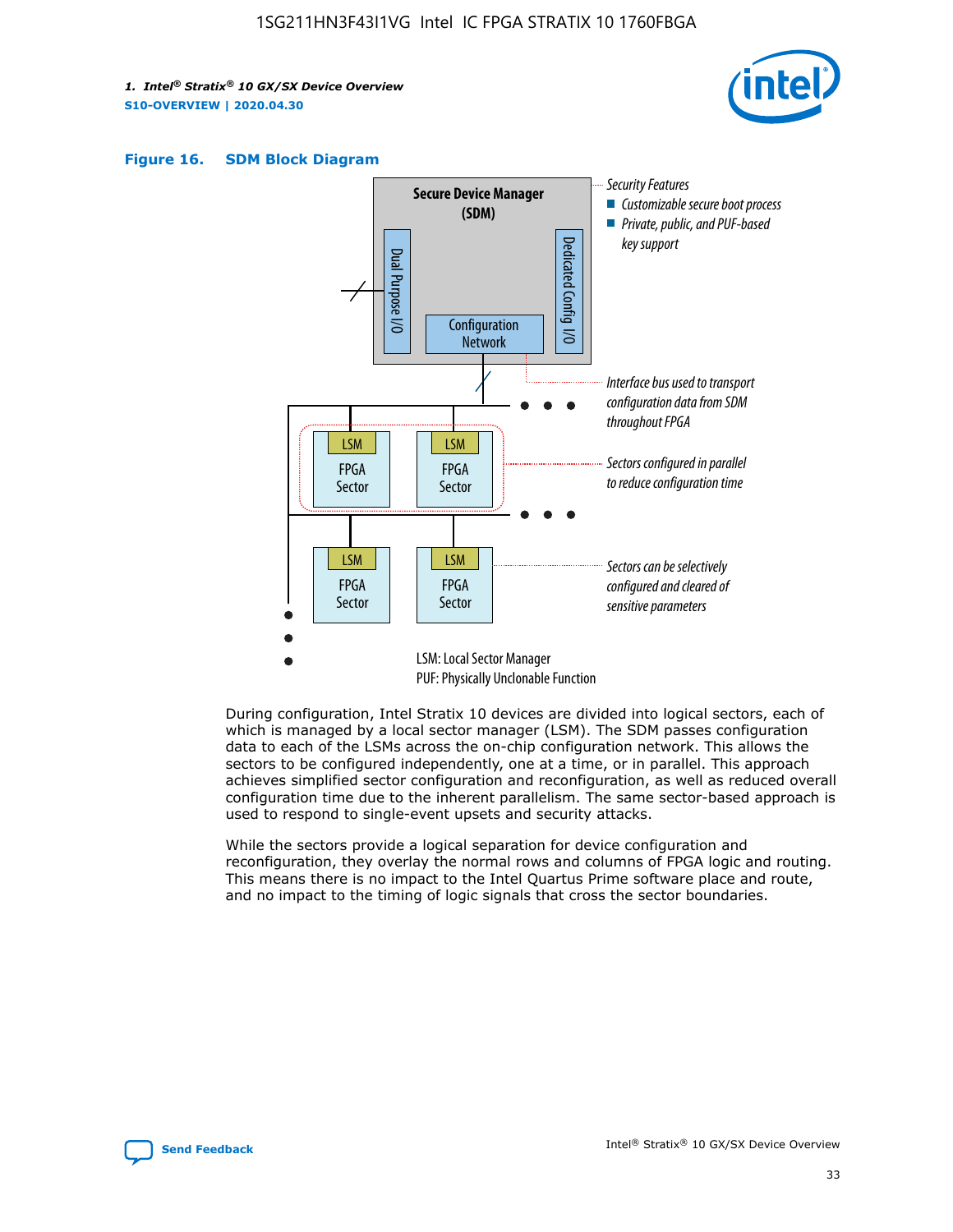**Figure 16. SDM Block Diagram**

During configuration, Intel Stratix 10 devices are divided into logical sectors, each of which is managed by a local sector manager (LSM). The SDM passes configuration data to each of the LSMs across the on-chip configuration network. This allows the sectors to be configured independently, one at a time, or in parallel. This approach achieves simplified sector configuration and reconfiguration, as well as reduced overall configuration time due to the inherent parallelism. The same sector-based approach is used to respond to single-event upsets and security attacks.

While the sectors provide a logical separation for device configuration and reconfiguration, they overlay the normal rows and columns of FPGA logic and routing. This means there is no impact to the Intel Quartus Prime software place and route, and no impact to the timing of logic signals that cross the sector boundaries.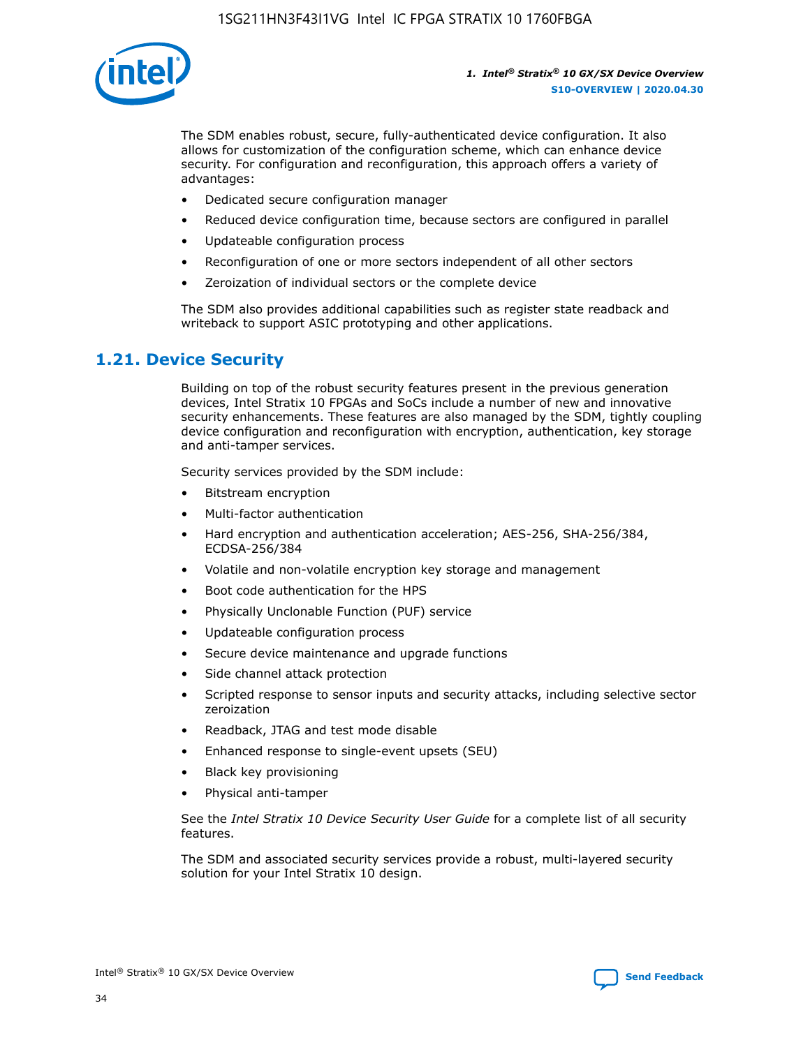The SDM enables robust, secure, fully-authenticated device configuration. It also allows for customization of the configuration scheme, which can enhance device security. For configuration and reconfiguration, this approach offers a variety of advantages:

- Dedicated secure configuration manager
- Reduced device configuration time, because sectors are configured in parallel
- Updateable configuration process
- Reconfiguration of one or more sectors independent of all other sectors
- Zeroization of individual sectors or the complete device

The SDM also provides additional capabilities such as register state readback and writeback to support ASIC prototyping and other applications.

## 1.21. Device Security

Building on top of the robust security features present in the previous generation devices, Intel Stratix 10 FPGAs and SoCs include a number of new and innovative security enhancements. These features are also managed by the SDM, tightly coupling device configuration and reconfiguration with encryption, authentication, key storage and anti-tamper services.

Security services provided by the SDM include:

- Bitstream encryption
- Multi-factor authentication
- Hard encryption and authentication acceleration; AES-256, SHA-256/384, ECDSA-256/384
- Volatile and non-volatile encryption key storage and management
- Boot code authentication for the HPS
- Physically Unclonable Function (PUF) service
- Updateable configuration process
- Secure device maintenance and upgrade functions
- Side channel attack protection
- Scripted response to sensor inputs and security attacks, including selective sector zeroization
- Readback, JTAG and test mode disable
- Enhanced response to single-event upsets (SEU)
- Black key provisioning
- Physical anti-tamper

See the *Intel Stratix 10 Device Security User Guide* for a complete list of all security features.

The SDM and associated security services provide a robust, multi-layered security solution for your Intel Stratix 10 design.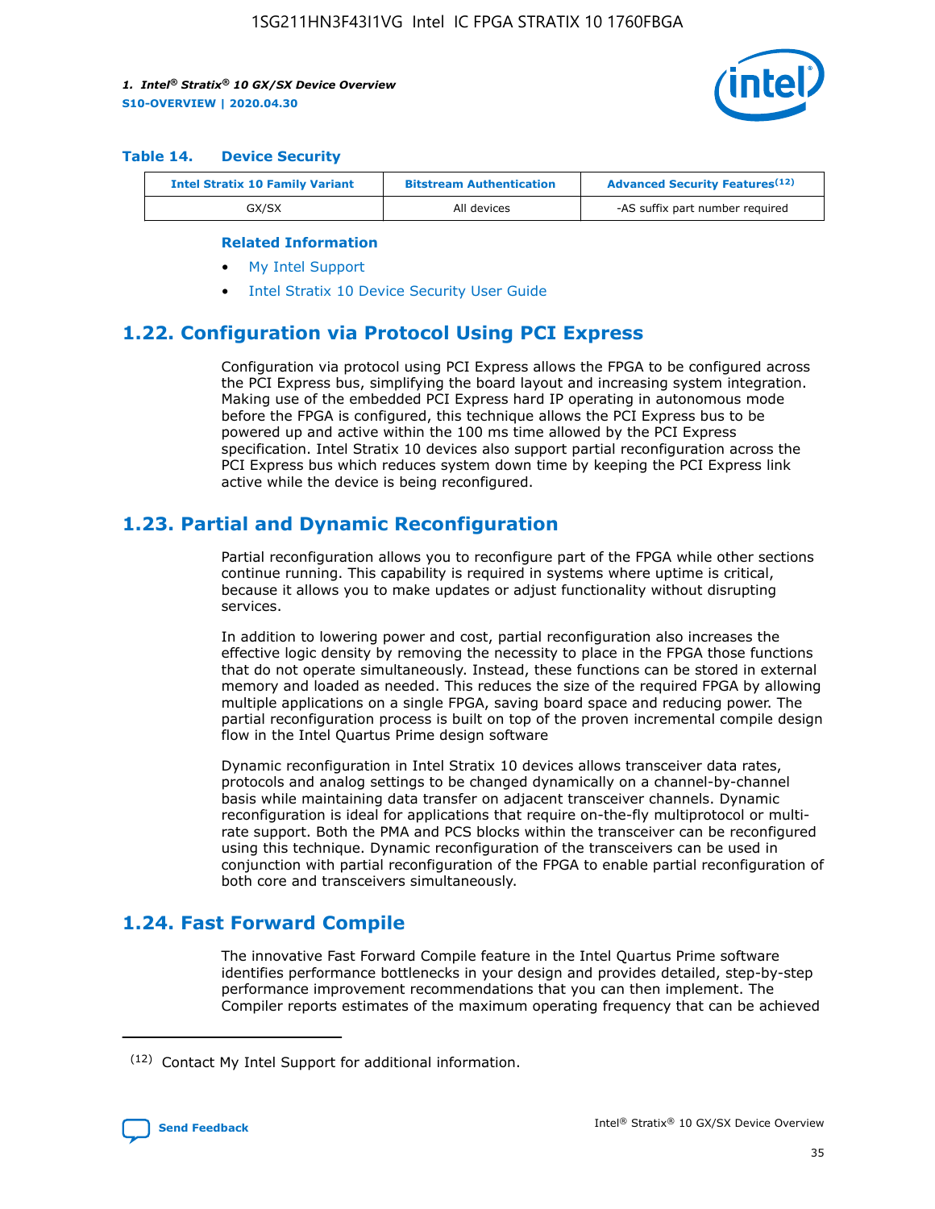#### Table 14. Device Security

| Intel Stratix 10 Family Variant | Bitstream Authentication | Advanced Security Features[12] |
| --- | --- | --- |
| GX/SX | All devices | -AS suffix part number required |

**Related Information**

- My Intel Support
- Intel Stratix 10 Device Security User Guide

## 1.22. Configuration via Protocol Using PCI Express

Configuration via protocol using PCI Express allows the FPGA to be configured across the PCI Express bus, simplifying the board layout and increasing system integration. Making use of the embedded PCI Express hard IP operating in autonomous mode before the FPGA is configured, this technique allows the PCI Express bus to be powered up and active within the 100 ms time allowed by the PCI Express specification. Intel Stratix 10 devices also support partial reconfiguration across the PCI Express bus which reduces system down time by keeping the PCI Express link active while the device is being reconfigured.

## 1.23. Partial and Dynamic Reconfiguration

Partial reconfiguration allows you to reconfigure part of the FPGA while other sections continue running. This capability is required in systems where uptime is critical, because it allows you to make updates or adjust functionality without disrupting services.

In addition to lowering power and cost, partial reconfiguration also increases the effective logic density by removing the necessity to place in the FPGA those functions that do not operate simultaneously. Instead, these functions can be stored in external memory and loaded as needed. This reduces the size of the required FPGA by allowing multiple applications on a single FPGA, saving board space and reducing power. The partial reconfiguration process is built on top of the proven incremental compile design flow in the Intel Quartus Prime design software

Dynamic reconfiguration in Intel Stratix 10 devices allows transceiver data rates, protocols and analog settings to be changed dynamically on a channel-by-channel basis while maintaining data transfer on adjacent transceiver channels. Dynamic reconfiguration is ideal for applications that require on-the-fly multiprotocol or multi-rate support. Both the PMA and PCS blocks within the transceiver can be reconfigured using this technique. Dynamic reconfiguration of the transceivers can be used in conjunction with partial reconfiguration of the FPGA to enable partial reconfiguration of both core and transceivers simultaneously.

## 1.24. Fast Forward Compile

The innovative Fast Forward Compile feature in the Intel Quartus Prime software identifies performance bottlenecks in your design and provides detailed, step-by-step performance improvement recommendations that you can then implement. The Compiler reports estimates of the maximum operating frequency that can be achieved

(12) Contact My Intel Support for additional information.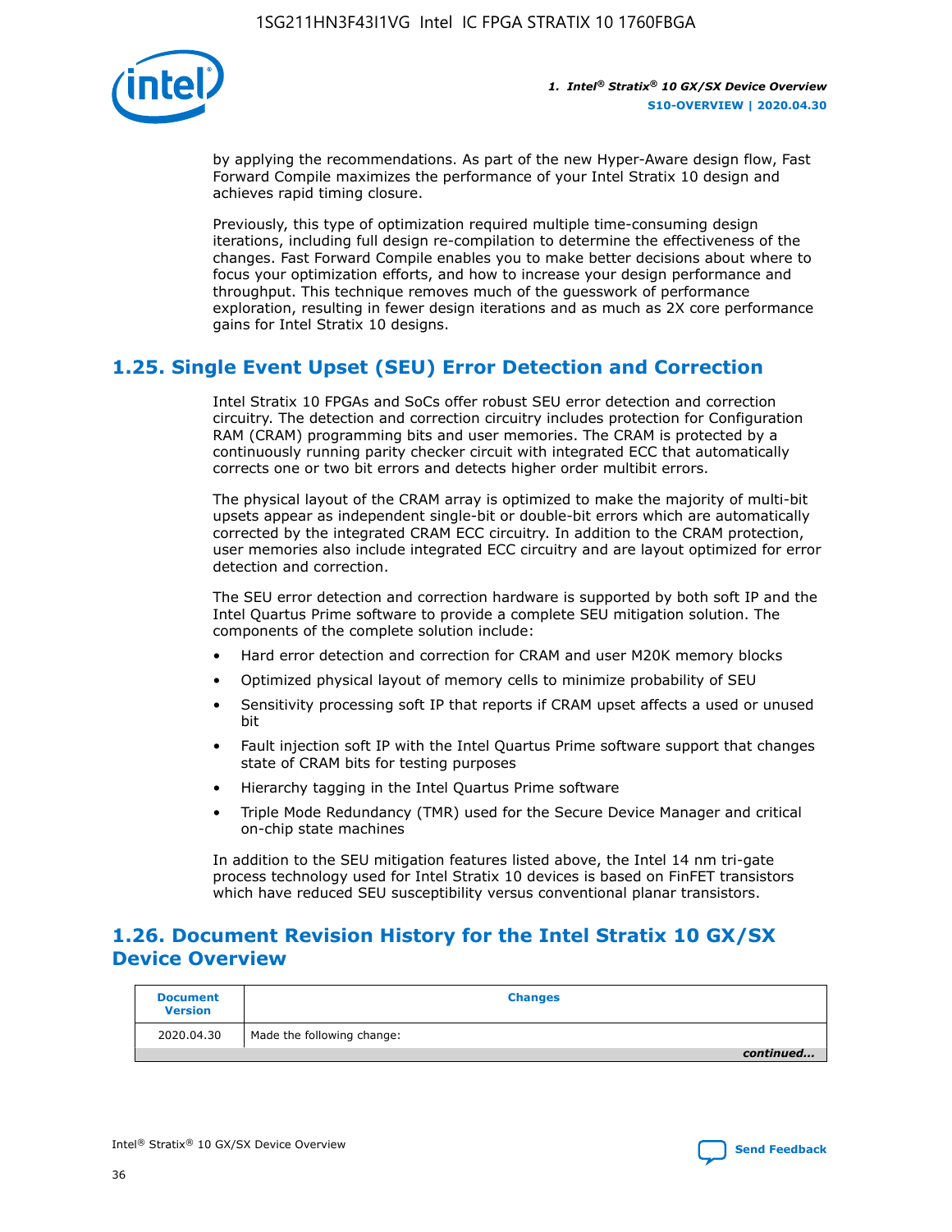by applying the recommendations. As part of the new Hyper-Aware design flow, Fast Forward Compile maximizes the performance of your Intel Stratix 10 design and achieves rapid timing closure.

Previously, this type of optimization required multiple time-consuming design iterations, including full design re-compilation to determine the effectiveness of the changes. Fast Forward Compile enables you to make better decisions about where to focus your optimization efforts, and how to increase your design performance and throughput. This technique removes much of the guesswork of performance exploration, resulting in fewer design iterations and as much as 2X core performance gains for Intel Stratix 10 designs.

## 1.25. Single Event Upset (SEU) Error Detection and Correction

Intel Stratix 10 FPGAs and SoCs offer robust SEU error detection and correction circuitry. The detection and correction circuitry includes protection for Configuration RAM (CRAM) programming bits and user memories. The CRAM is protected by a continuously running parity checker circuit with integrated ECC that automatically corrects one or two bit errors and detects higher order multibit errors.

The physical layout of the CRAM array is optimized to make the majority of multi-bit upsets appear as independent single-bit or double-bit errors which are automatically corrected by the integrated CRAM ECC circuitry. In addition to the CRAM protection, user memories also include integrated ECC circuitry and are layout optimized for error detection and correction.

The SEU error detection and correction hardware is supported by both soft IP and the Intel Quartus Prime software to provide a complete SEU mitigation solution. The components of the complete solution include:

- Hard error detection and correction for CRAM and user M20K memory blocks
- Optimized physical layout of memory cells to minimize probability of SEU
- Sensitivity processing soft IP that reports if CRAM upset affects a used or unused bit
- Fault injection soft IP with the Intel Quartus Prime software support that changes state of CRAM bits for testing purposes
- Hierarchy tagging in the Intel Quartus Prime software
- Triple Mode Redundancy (TMR) used for the Secure Device Manager and critical on-chip state machines

In addition to the SEU mitigation features listed above, the Intel 14 nm tri-gate process technology used for Intel Stratix 10 devices is based on FinFET transistors which have reduced SEU susceptibility versus conventional planar transistors.

## 1.26. Document Revision History for the Intel Stratix 10 GX/SX Device Overview

| Document Version | Changes |
| --- | --- |
| 2020.04.30 | Made the following change: |
| | *continued...* |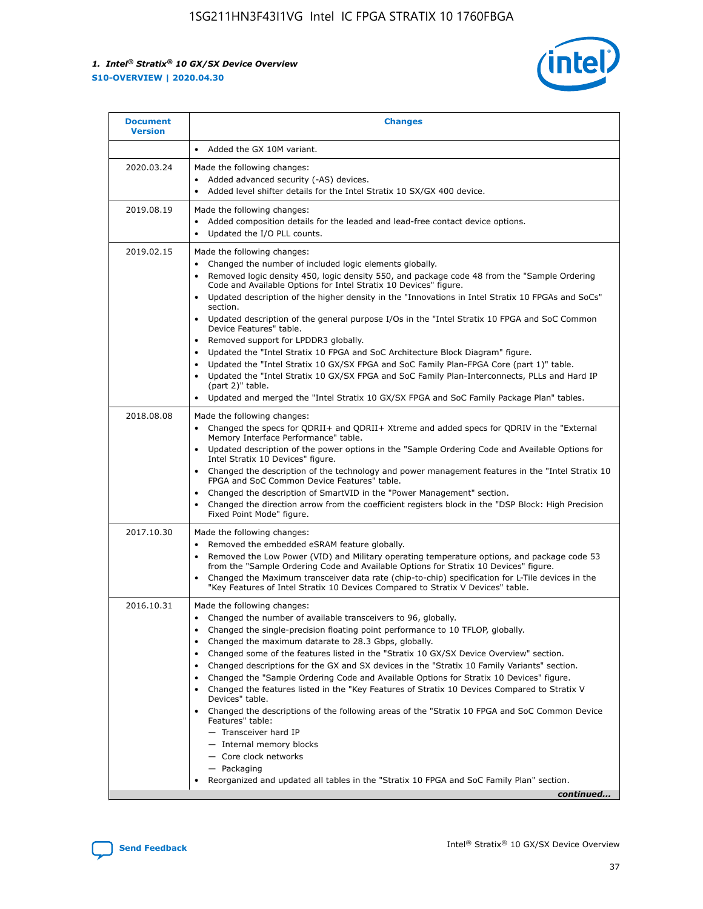| Document Version | Changes |
| --- | --- |
| | • Added the GX 10M variant. |
| 2020.03.24 | Made the following changes: <br> • Added advanced security (-AS) devices. <br> • Added level shifter details for the Intel Stratix 10 SX/GX 400 device. |
| 2019.08.19 | Made the following changes: <br> • Added composition details for the leaded and lead-free contact device options. <br> • Updated the I/O PLL counts. |
| 2019.02.15 | Made the following changes: <br> • Changed the number of included logic elements globally. <br> • Removed logic density 450, logic density 550, and package code 48 from the "Sample Ordering Code and Available Options for Intel Stratix 10 Devices" figure. <br> • Updated description of the higher density in the "Innovations in Intel Stratix 10 FPGAs and SoCs" section. <br> • Updated description of the general purpose I/Os in the "Intel Stratix 10 FPGA and SoC Common Device Features" table. <br> • Removed support for LPDDR3 globally. <br> • Updated the "Intel Stratix 10 FPGA and SoC Architecture Block Diagram" figure. <br> • Updated the "Intel Stratix 10 GX/SX FPGA and SoC Family Plan-FPGA Core (part 1)" table. <br> • Updated the "Intel Stratix 10 GX/SX FPGA and SoC Family Plan-Interconnects, PLLs and Hard IP (part 2)" table. <br> • Updated and merged the "Intel Stratix 10 GX/SX FPGA and SoC Family Package Plan" tables. |
| 2018.08.08 | Made the following changes: <br> • Changed the specs for QDRII+ and QDRII+ Xtreme and added specs for QDRIV in the "External Memory Interface Performance" table. <br> • Updated description of the power options in the "Sample Ordering Code and Available Options for Intel Stratix 10 Devices" figure. <br> • Changed the description of the technology and power management features in the "Intel Stratix 10 FPGA and SoC Common Device Features" table. <br> • Changed the description of SmartVID in the "Power Management" section. <br> • Changed the direction arrow from the coefficient registers block in the "DSP Block: High Precision Fixed Point Mode" figure. |
| 2017.10.30 | Made the following changes: <br> • Removed the embedded eSRAM feature globally. <br> • Removed the Low Power (VID) and Military operating temperature options, and package code 53 from the "Sample Ordering Code and Available Options for Stratix 10 Devices" figure. <br> • Changed the Maximum transceiver data rate (chip-to-chip) specification for L-Tile devices in the "Key Features of Intel Stratix 10 Devices Compared to Stratix V Devices" table. |
| 2016.10.31 | Made the following changes: <br> • Changed the number of available transceivers to 96, globally. <br> • Changed the single-precision floating point performance to 10 TFLOP, globally. <br> • Changed the maximum datarate to 28.3 Gbps, globally. <br> • Changed some of the features listed in the "Stratix 10 GX/SX Device Overview" section. <br> • Changed descriptions for the GX and SX devices in the "Stratix 10 Family Variants" section. <br> • Changed the "Sample Ordering Code and Available Options for Stratix 10 Devices" figure. <br> • Changed the features listed in the "Key Features of Stratix 10 Devices Compared to Stratix V Devices" table. <br> • Changed the descriptions of the following areas of the "Stratix 10 FPGA and SoC Common Device Features" table: <br> — Transceiver hard IP <br> — Internal memory blocks <br> — Core clock networks <br> — Packaging <br> • Reorganized and updated all tables in the "Stratix 10 FPGA and SoC Family Plan" section. |

*continued...*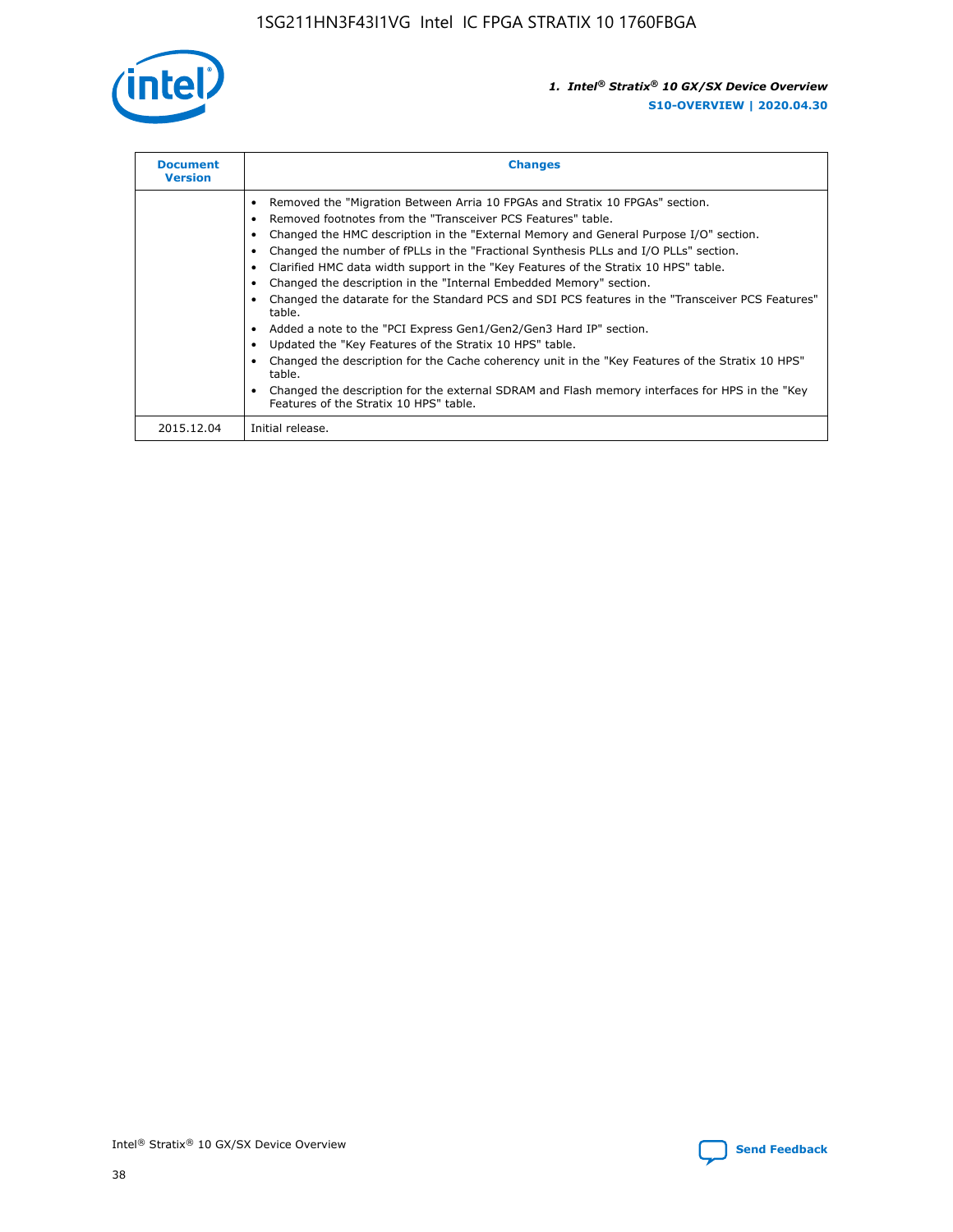| Document Version | Changes |
| --- | --- |
| | • Removed the "Migration Between Arria 10 FPGAs and Stratix 10 FPGAs" section.<br>• Removed footnotes from the "Transceiver PCS Features" table.<br>• Changed the HMC description in the "External Memory and General Purpose I/O" section.<br>• Changed the number of fPLLs in the "Fractional Synthesis PLLs and I/O PLLs" section.<br>• Clarified HMC data width support in the "Key Features of the Stratix 10 HPS" table.<br>• Changed the description in the "Internal Embedded Memory" section.<br>• Changed the datarate for the Standard PCS and SDI PCS features in the "Transceiver PCS Features" table.<br>• Added a note to the "PCI Express Gen1/Gen2/Gen3 Hard IP" section.<br>• Updated the "Key Features of the Stratix 10 HPS" table.<br>• Changed the description for the Cache coherency unit in the "Key Features of the Stratix 10 HPS" table.<br>• Changed the description for the external SDRAM and Flash memory interfaces for HPS in the "Key Features of the Stratix 10 HPS" table. |
| 2015.12.04 | Initial release. |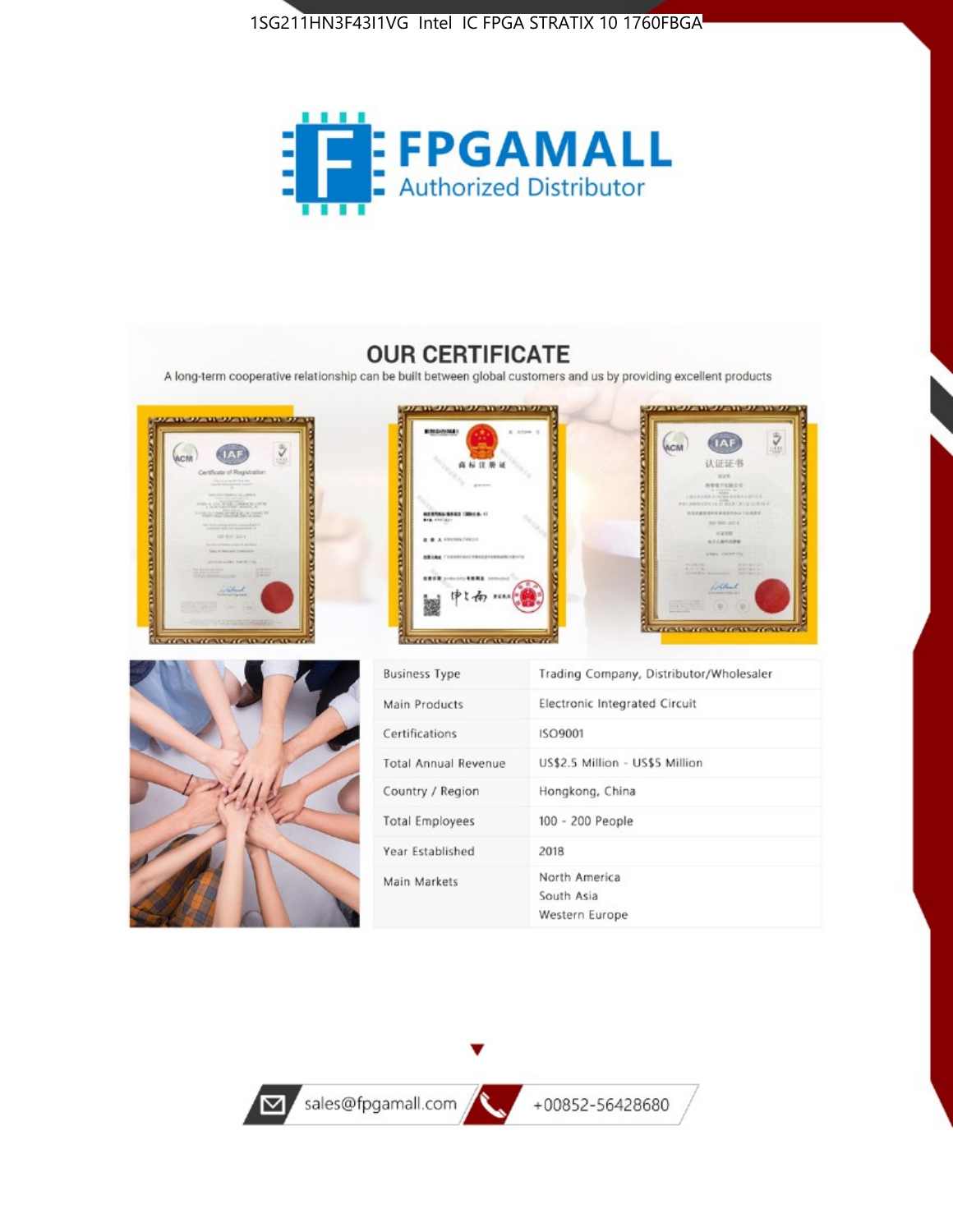FPGAMALL
Authorized Distributor

## OUR CERTIFICATE

A long-term cooperative relationship can be built between global customers and us by providing excellent products

| | |
|---|---|
| Business Type | Trading Company, Distributor/Wholesaler |
| Main Products | Electronic Integrated Circuit |
| Certifications | ISO9001 |
| Total Annual Revenue | US$2.5 Million - US$5 Million |
| Country / Region | Hongkong, China |
| Total Employees | 100 - 200 People |
| Year Established | 2018 |
| Main Markets | North America<br>South Asia<br>Western Europe |

sales@fpgamall.com

+00852-56428680